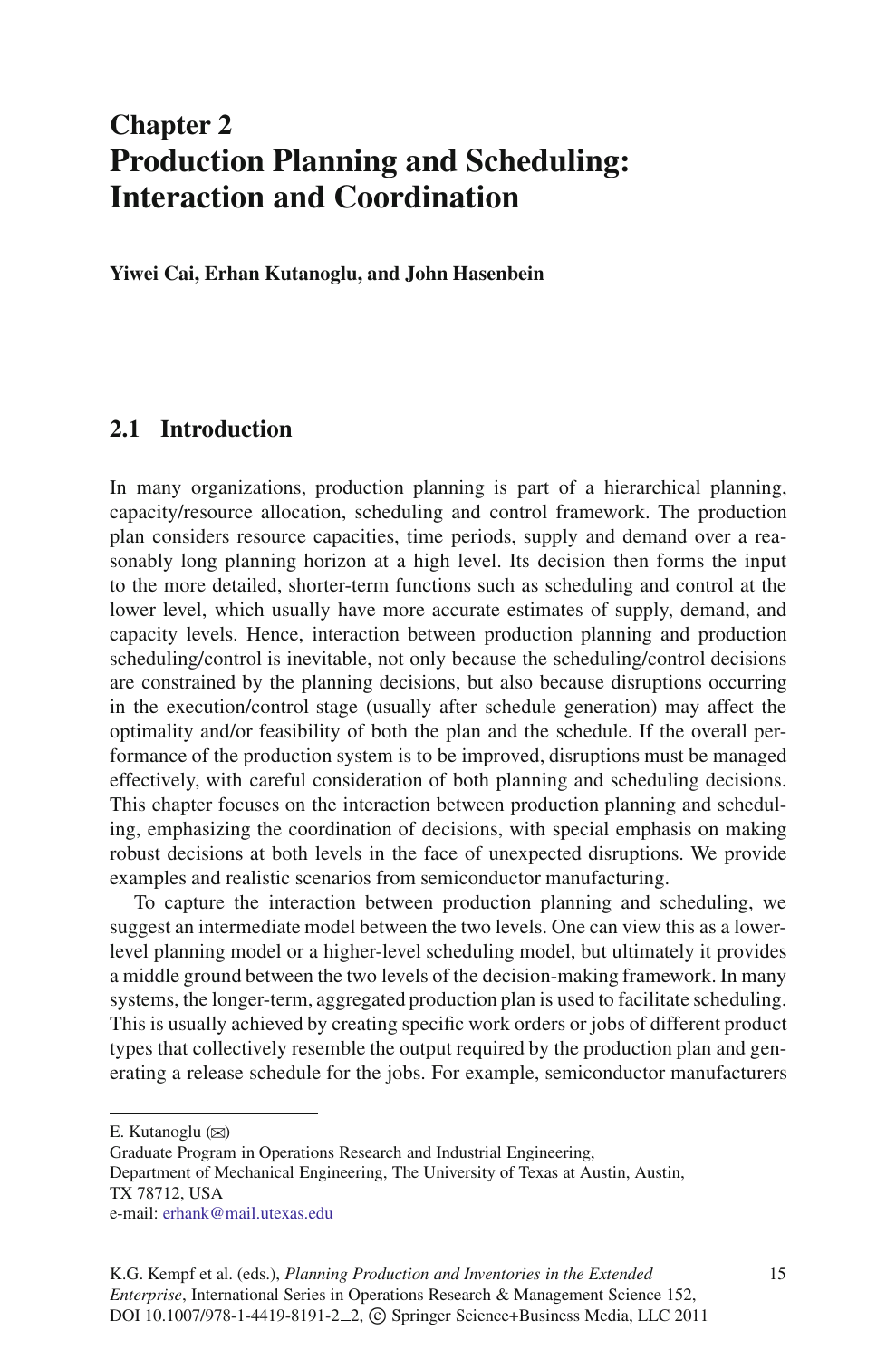# Chapter 2
# Production Planning and Scheduling: Interaction and Coordination

**Yiwei Cai, Erhan Kutanoglu, and John Hasenbein**

## 2.1 Introduction

In many organizations, production planning is part of a hierarchical planning, capacity/resource allocation, scheduling and control framework. The production plan considers resource capacities, time periods, supply and demand over a reasonably long planning horizon at a high level. Its decision then forms the input to the more detailed, shorter-term functions such as scheduling and control at the lower level, which usually have more accurate estimates of supply, demand, and capacity levels. Hence, interaction between production planning and production scheduling/control is inevitable, not only because the scheduling/control decisions are constrained by the planning decisions, but also because disruptions occurring in the execution/control stage (usually after schedule generation) may affect the optimality and/or feasibility of both the plan and the schedule. If the overall performance of the production system is to be improved, disruptions must be managed effectively, with careful consideration of both planning and scheduling decisions. This chapter focuses on the interaction between production planning and scheduling, emphasizing the coordination of decisions, with special emphasis on making robust decisions at both levels in the face of unexpected disruptions. We provide examples and realistic scenarios from semiconductor manufacturing.

To capture the interaction between production planning and scheduling, we suggest an intermediate model between the two levels. One can view this as a lower-level planning model or a higher-level scheduling model, but ultimately it provides a middle ground between the two levels of the decision-making framework. In many systems, the longer-term, aggregated production plan is used to facilitate scheduling. This is usually achieved by creating specific work orders or jobs of different product types that collectively resemble the output required by the production plan and generating a release schedule for the jobs. For example, semiconductor manufacturers

---

E. Kutanoglu (✉)
Graduate Program in Operations Research and Industrial Engineering,
Department of Mechanical Engineering, The University of Texas at Austin, Austin, TX 78712, USA
e-mail: erhank@mail.utexas.edu

K.G. Kempf et al. (eds.), *Planning Production and Inventories in the Extended Enterprise*, International Series in Operations Research & Management Science 152, DOI 10.1007/978-1-4419-8191-2_2, © Springer Science+Business Media, LLC 2011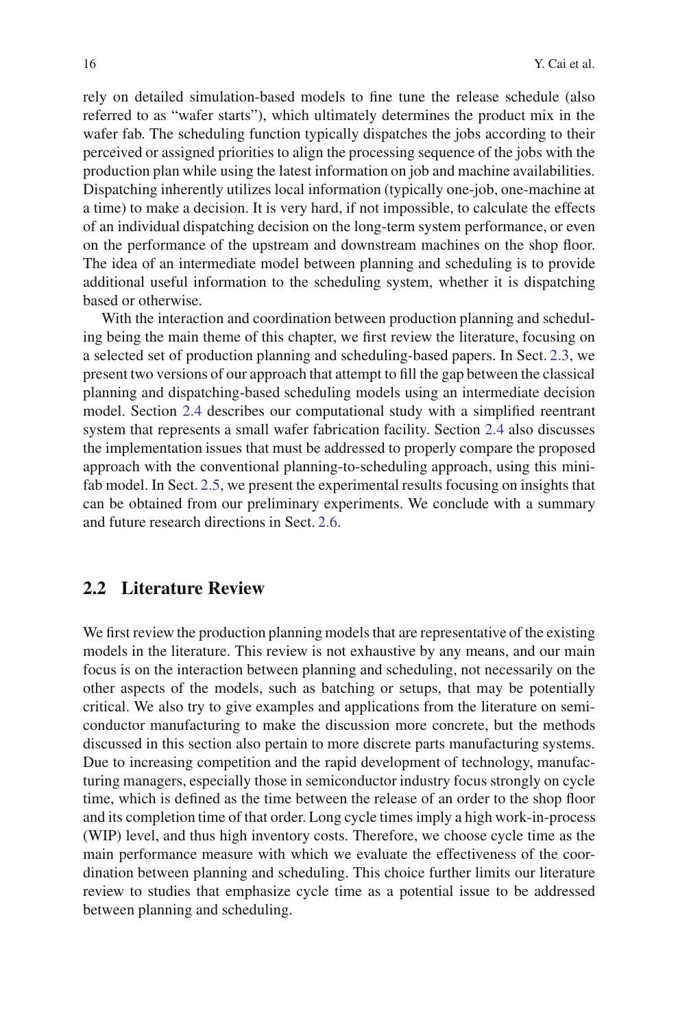rely on detailed simulation-based models to fine tune the release schedule (also referred to as "wafer starts"), which ultimately determines the product mix in the wafer fab. The scheduling function typically dispatches the jobs according to their perceived or assigned priorities to align the processing sequence of the jobs with the production plan while using the latest information on job and machine availabilities. Dispatching inherently utilizes local information (typically one-job, one-machine at a time) to make a decision. It is very hard, if not impossible, to calculate the effects of an individual dispatching decision on the long-term system performance, or even on the performance of the upstream and downstream machines on the shop floor. The idea of an intermediate model between planning and scheduling is to provide additional useful information to the scheduling system, whether it is dispatching based or otherwise.

With the interaction and coordination between production planning and scheduling being the main theme of this chapter, we first review the literature, focusing on a selected set of production planning and scheduling-based papers. In Sect. 2.3, we present two versions of our approach that attempt to fill the gap between the classical planning and dispatching-based scheduling models using an intermediate decision model. Section 2.4 describes our computational study with a simplified reentrant system that represents a small wafer fabrication facility. Section 2.4 also discusses the implementation issues that must be addressed to properly compare the proposed approach with the conventional planning-to-scheduling approach, using this mini-fab model. In Sect. 2.5, we present the experimental results focusing on insights that can be obtained from our preliminary experiments. We conclude with a summary and future research directions in Sect. 2.6.

## 2.2 Literature Review

We first review the production planning models that are representative of the existing models in the literature. This review is not exhaustive by any means, and our main focus is on the interaction between planning and scheduling, not necessarily on the other aspects of the models, such as batching or setups, that may be potentially critical. We also try to give examples and applications from the literature on semiconductor manufacturing to make the discussion more concrete, but the methods discussed in this section also pertain to more discrete parts manufacturing systems. Due to increasing competition and the rapid development of technology, manufacturing managers, especially those in semiconductor industry focus strongly on cycle time, which is defined as the time between the release of an order to the shop floor and its completion time of that order. Long cycle times imply a high work-in-process (WIP) level, and thus high inventory costs. Therefore, we choose cycle time as the main performance measure with which we evaluate the effectiveness of the coordination between planning and scheduling. This choice further limits our literature review to studies that emphasize cycle time as a potential issue to be addressed between planning and scheduling.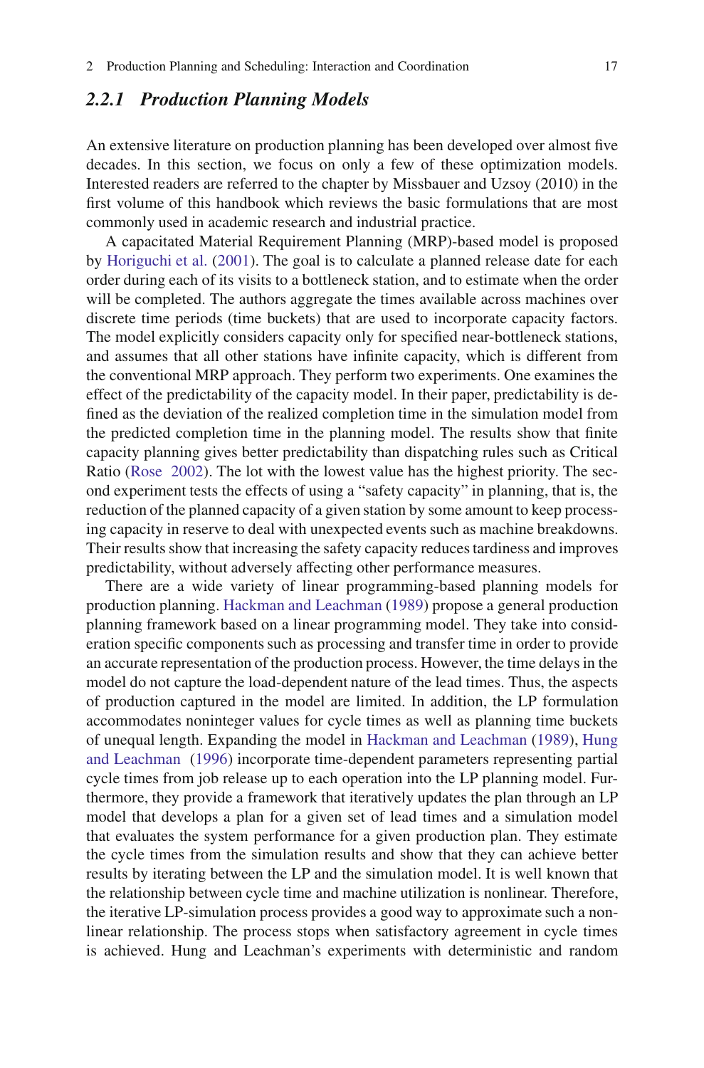### 2.2.1 Production Planning Models

An extensive literature on production planning has been developed over almost five decades. In this section, we focus on only a few of these optimization models. Interested readers are referred to the chapter by Missbauer and Uzsoy (2010) in the first volume of this handbook which reviews the basic formulations that are most commonly used in academic research and industrial practice.

A capacitated Material Requirement Planning (MRP)-based model is proposed by Horiguchi et al. (2001). The goal is to calculate a planned release date for each order during each of its visits to a bottleneck station, and to estimate when the order will be completed. The authors aggregate the times available across machines over discrete time periods (time buckets) that are used to incorporate capacity factors. The model explicitly considers capacity only for specified near-bottleneck stations, and assumes that all other stations have infinite capacity, which is different from the conventional MRP approach. They perform two experiments. One examines the effect of the predictability of the capacity model. In their paper, predictability is defined as the deviation of the realized completion time in the simulation model from the predicted completion time in the planning model. The results show that finite capacity planning gives better predictability than dispatching rules such as Critical Ratio (Rose 2002). The lot with the lowest value has the highest priority. The second experiment tests the effects of using a "safety capacity" in planning, that is, the reduction of the planned capacity of a given station by some amount to keep processing capacity in reserve to deal with unexpected events such as machine breakdowns. Their results show that increasing the safety capacity reduces tardiness and improves predictability, without adversely affecting other performance measures.

There are a wide variety of linear programming-based planning models for production planning. Hackman and Leachman (1989) propose a general production planning framework based on a linear programming model. They take into consideration specific components such as processing and transfer time in order to provide an accurate representation of the production process. However, the time delays in the model do not capture the load-dependent nature of the lead times. Thus, the aspects of production captured in the model are limited. In addition, the LP formulation accommodates noninteger values for cycle times as well as planning time buckets of unequal length. Expanding the model in Hackman and Leachman (1989), Hung and Leachman (1996) incorporate time-dependent parameters representing partial cycle times from job release up to each operation into the LP planning model. Furthermore, they provide a framework that iteratively updates the plan through an LP model that develops a plan for a given set of lead times and a simulation model that evaluates the system performance for a given production plan. They estimate the cycle times from the simulation results and show that they can achieve better results by iterating between the LP and the simulation model. It is well known that the relationship between cycle time and machine utilization is nonlinear. Therefore, the iterative LP-simulation process provides a good way to approximate such a nonlinear relationship. The process stops when satisfactory agreement in cycle times is achieved. Hung and Leachman's experiments with deterministic and random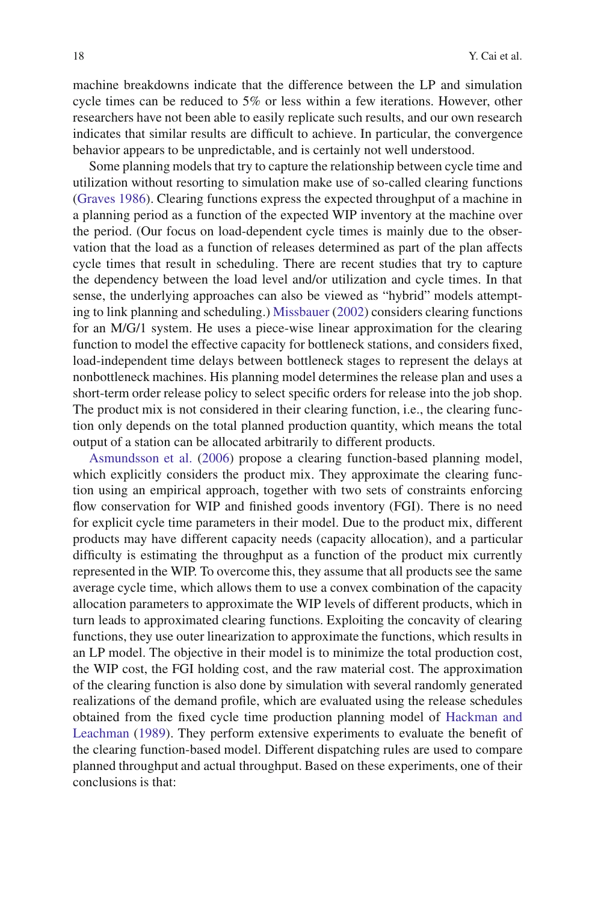machine breakdowns indicate that the difference between the LP and simulation cycle times can be reduced to 5% or less within a few iterations. However, other researchers have not been able to easily replicate such results, and our own research indicates that similar results are difficult to achieve. In particular, the convergence behavior appears to be unpredictable, and is certainly not well understood.

Some planning models that try to capture the relationship between cycle time and utilization without resorting to simulation make use of so-called clearing functions (Graves 1986). Clearing functions express the expected throughput of a machine in a planning period as a function of the expected WIP inventory at the machine over the period. (Our focus on load-dependent cycle times is mainly due to the observation that the load as a function of releases determined as part of the plan affects cycle times that result in scheduling. There are recent studies that try to capture the dependency between the load level and/or utilization and cycle times. In that sense, the underlying approaches can also be viewed as "hybrid" models attempting to link planning and scheduling.) Missbauer (2002) considers clearing functions for an M/G/1 system. He uses a piece-wise linear approximation for the clearing function to model the effective capacity for bottleneck stations, and considers fixed, load-independent time delays between bottleneck stages to represent the delays at nonbottleneck machines. His planning model determines the release plan and uses a short-term order release policy to select specific orders for release into the job shop. The product mix is not considered in their clearing function, i.e., the clearing function only depends on the total planned production quantity, which means the total output of a station can be allocated arbitrarily to different products.

Asmundsson et al. (2006) propose a clearing function-based planning model, which explicitly considers the product mix. They approximate the clearing function using an empirical approach, together with two sets of constraints enforcing flow conservation for WIP and finished goods inventory (FGI). There is no need for explicit cycle time parameters in their model. Due to the product mix, different products may have different capacity needs (capacity allocation), and a particular difficulty is estimating the throughput as a function of the product mix currently represented in the WIP. To overcome this, they assume that all products see the same average cycle time, which allows them to use a convex combination of the capacity allocation parameters to approximate the WIP levels of different products, which in turn leads to approximated clearing functions. Exploiting the concavity of clearing functions, they use outer linearization to approximate the functions, which results in an LP model. The objective in their model is to minimize the total production cost, the WIP cost, the FGI holding cost, and the raw material cost. The approximation of the clearing function is also done by simulation with several randomly generated realizations of the demand profile, which are evaluated using the release schedules obtained from the fixed cycle time production planning model of Hackman and Leachman (1989). They perform extensive experiments to evaluate the benefit of the clearing function-based model. Different dispatching rules are used to compare planned throughput and actual throughput. Based on these experiments, one of their conclusions is that: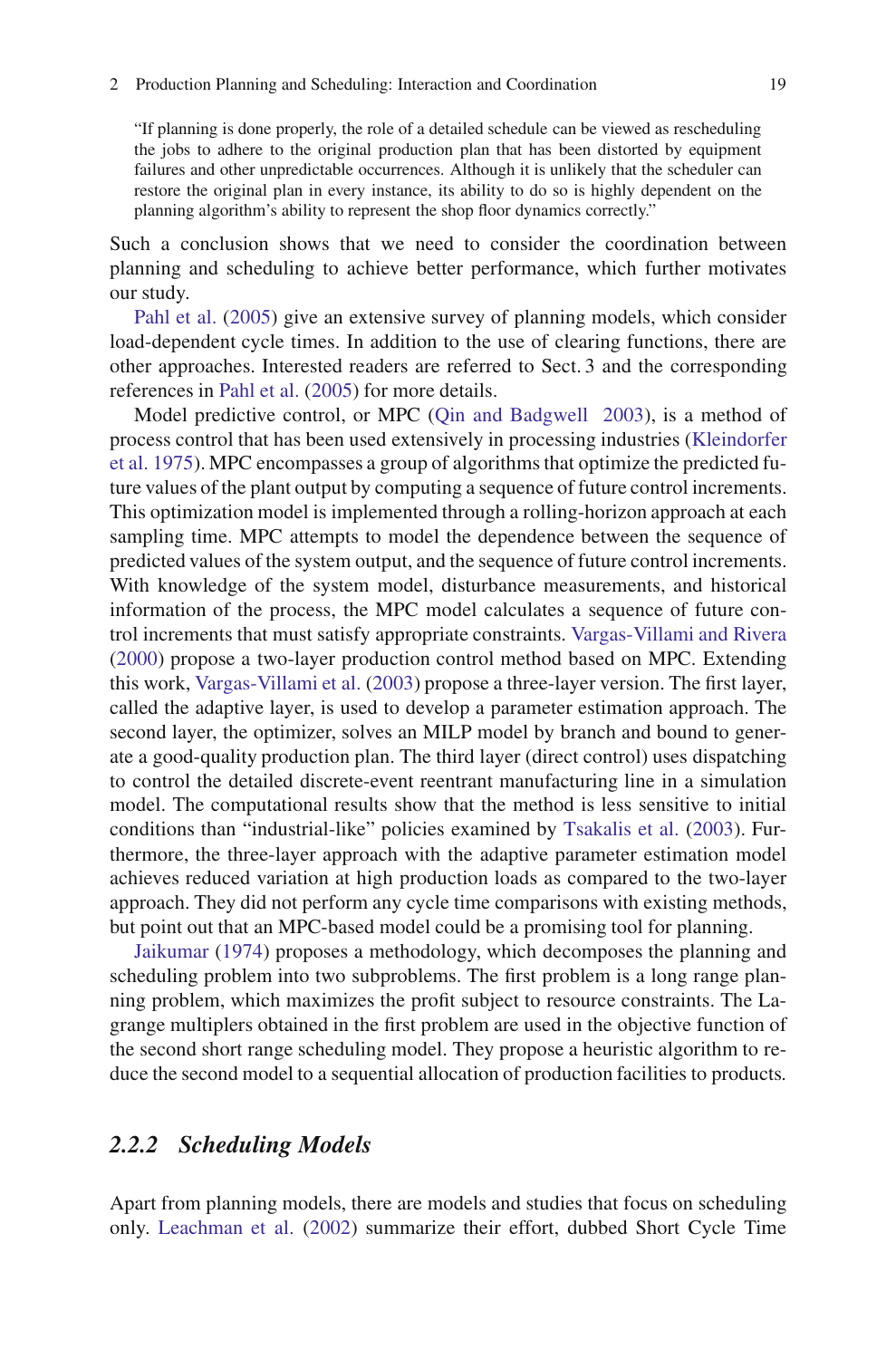> "If planning is done properly, the role of a detailed schedule can be viewed as rescheduling the jobs to adhere to the original production plan that has been distorted by equipment failures and other unpredictable occurrences. Although it is unlikely that the scheduler can restore the original plan in every instance, its ability to do so is highly dependent on the planning algorithm's ability to represent the shop floor dynamics correctly."

Such a conclusion shows that we need to consider the coordination between planning and scheduling to achieve better performance, which further motivates our study.

Pahl et al. (2005) give an extensive survey of planning models, which consider load-dependent cycle times. In addition to the use of clearing functions, there are other approaches. Interested readers are referred to Sect. 3 and the corresponding references in Pahl et al. (2005) for more details.

Model predictive control, or MPC (Qin and Badgwell 2003), is a method of process control that has been used extensively in processing industries (Kleindorfer et al. 1975). MPC encompasses a group of algorithms that optimize the predicted future values of the plant output by computing a sequence of future control increments. This optimization model is implemented through a rolling-horizon approach at each sampling time. MPC attempts to model the dependence between the sequence of predicted values of the system output, and the sequence of future control increments. With knowledge of the system model, disturbance measurements, and historical information of the process, the MPC model calculates a sequence of future control increments that must satisfy appropriate constraints. Vargas-Villami and Rivera (2000) propose a two-layer production control method based on MPC. Extending this work, Vargas-Villami et al. (2003) propose a three-layer version. The first layer, called the adaptive layer, is used to develop a parameter estimation approach. The second layer, the optimizer, solves an MILP model by branch and bound to generate a good-quality production plan. The third layer (direct control) uses dispatching to control the detailed discrete-event reentrant manufacturing line in a simulation model. The computational results show that the method is less sensitive to initial conditions than "industrial-like" policies examined by Tsakalis et al. (2003). Furthermore, the three-layer approach with the adaptive parameter estimation model achieves reduced variation at high production loads as compared to the two-layer approach. They did not perform any cycle time comparisons with existing methods, but point out that an MPC-based model could be a promising tool for planning.

Jaikumar (1974) proposes a methodology, which decomposes the planning and scheduling problem into two subproblems. The first problem is a long range planning problem, which maximizes the profit subject to resource constraints. The Lagrange multipliers obtained in the first problem are used in the objective function of the second short range scheduling model. They propose a heuristic algorithm to reduce the second model to a sequential allocation of production facilities to products.

### *2.2.2 Scheduling Models*

Apart from planning models, there are models and studies that focus on scheduling only. Leachman et al. (2002) summarize their effort, dubbed Short Cycle Time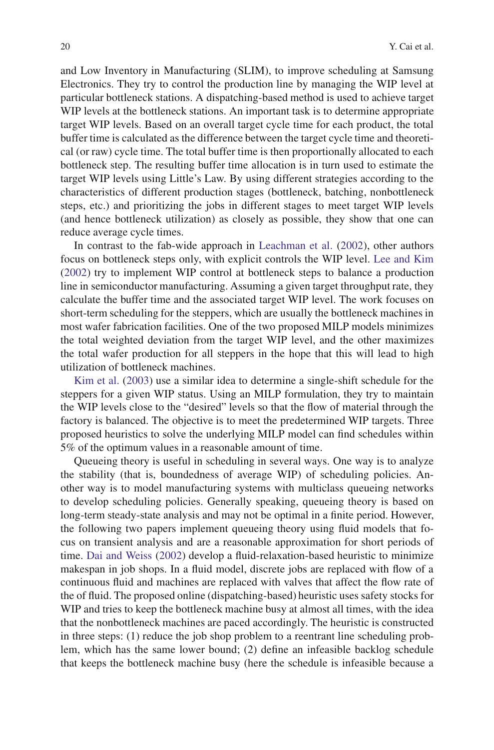and Low Inventory in Manufacturing (SLIM), to improve scheduling at Samsung Electronics. They try to control the production line by managing the WIP level at particular bottleneck stations. A dispatching-based method is used to achieve target WIP levels at the bottleneck stations. An important task is to determine appropriate target WIP levels. Based on an overall target cycle time for each product, the total buffer time is calculated as the difference between the target cycle time and theoretical (or raw) cycle time. The total buffer time is then proportionally allocated to each bottleneck step. The resulting buffer time allocation is in turn used to estimate the target WIP levels using Little's Law. By using different strategies according to the characteristics of different production stages (bottleneck, batching, nonbottleneck steps, etc.) and prioritizing the jobs in different stages to meet target WIP levels (and hence bottleneck utilization) as closely as possible, they show that one can reduce average cycle times.

In contrast to the fab-wide approach in Leachman et al. (2002), other authors focus on bottleneck steps only, with explicit controls the WIP level. Lee and Kim (2002) try to implement WIP control at bottleneck steps to balance a production line in semiconductor manufacturing. Assuming a given target throughput rate, they calculate the buffer time and the associated target WIP level. The work focuses on short-term scheduling for the steppers, which are usually the bottleneck machines in most wafer fabrication facilities. One of the two proposed MILP models minimizes the total weighted deviation from the target WIP level, and the other maximizes the total wafer production for all steppers in the hope that this will lead to high utilization of bottleneck machines.

Kim et al. (2003) use a similar idea to determine a single-shift schedule for the steppers for a given WIP status. Using an MILP formulation, they try to maintain the WIP levels close to the "desired" levels so that the flow of material through the factory is balanced. The objective is to meet the predetermined WIP targets. Three proposed heuristics to solve the underlying MILP model can find schedules within 5% of the optimum values in a reasonable amount of time.

Queueing theory is useful in scheduling in several ways. One way is to analyze the stability (that is, boundedness of average WIP) of scheduling policies. Another way is to model manufacturing systems with multiclass queueing networks to develop scheduling policies. Generally speaking, queueing theory is based on long-term steady-state analysis and may not be optimal in a finite period. However, the following two papers implement queueing theory using fluid models that focus on transient analysis and are a reasonable approximation for short periods of time. Dai and Weiss (2002) develop a fluid-relaxation-based heuristic to minimize makespan in job shops. In a fluid model, discrete jobs are replaced with flow of a continuous fluid and machines are replaced with valves that affect the flow rate of the of fluid. The proposed online (dispatching-based) heuristic uses safety stocks for WIP and tries to keep the bottleneck machine busy at almost all times, with the idea that the nonbottleneck machines are paced accordingly. The heuristic is constructed in three steps: (1) reduce the job shop problem to a reentrant line scheduling problem, which has the same lower bound; (2) define an infeasible backlog schedule that keeps the bottleneck machine busy (here the schedule is infeasible because a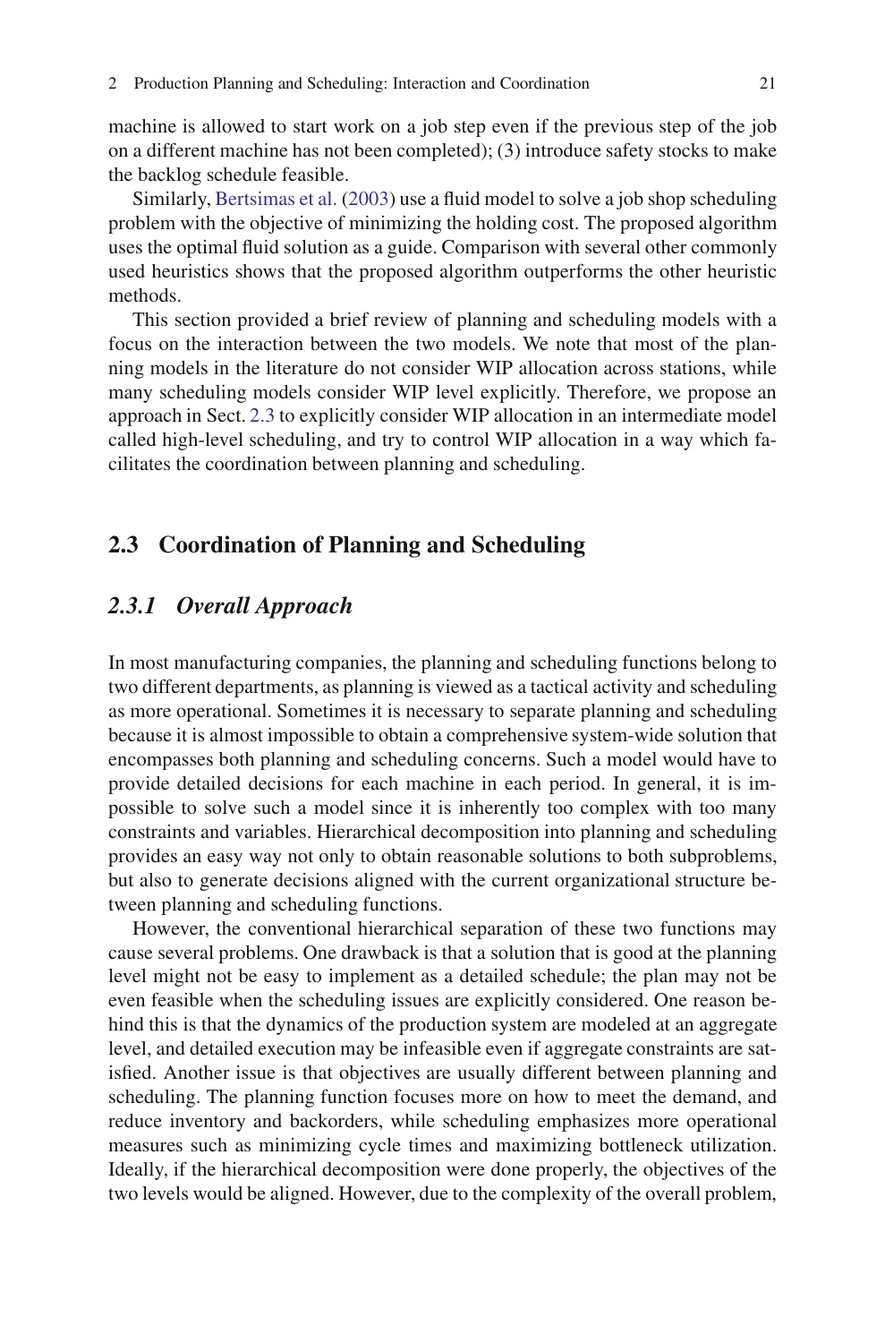machine is allowed to start work on a job step even if the previous step of the job on a different machine has not been completed); (3) introduce safety stocks to make the backlog schedule feasible.

Similarly, Bertsimas et al. (2003) use a fluid model to solve a job shop scheduling problem with the objective of minimizing the holding cost. The proposed algorithm uses the optimal fluid solution as a guide. Comparison with several other commonly used heuristics shows that the proposed algorithm outperforms the other heuristic methods.

This section provided a brief review of planning and scheduling models with a focus on the interaction between the two models. We note that most of the planning models in the literature do not consider WIP allocation across stations, while many scheduling models consider WIP level explicitly. Therefore, we propose an approach in Sect. 2.3 to explicitly consider WIP allocation in an intermediate model called high-level scheduling, and try to control WIP allocation in a way which facilitates the coordination between planning and scheduling.

## 2.3 Coordination of Planning and Scheduling

### *2.3.1 Overall Approach*

In most manufacturing companies, the planning and scheduling functions belong to two different departments, as planning is viewed as a tactical activity and scheduling as more operational. Sometimes it is necessary to separate planning and scheduling because it is almost impossible to obtain a comprehensive system-wide solution that encompasses both planning and scheduling concerns. Such a model would have to provide detailed decisions for each machine in each period. In general, it is impossible to solve such a model since it is inherently too complex with too many constraints and variables. Hierarchical decomposition into planning and scheduling provides an easy way not only to obtain reasonable solutions to both subproblems, but also to generate decisions aligned with the current organizational structure between planning and scheduling functions.

However, the conventional hierarchical separation of these two functions may cause several problems. One drawback is that a solution that is good at the planning level might not be easy to implement as a detailed schedule; the plan may not be even feasible when the scheduling issues are explicitly considered. One reason behind this is that the dynamics of the production system are modeled at an aggregate level, and detailed execution may be infeasible even if aggregate constraints are satisfied. Another issue is that objectives are usually different between planning and scheduling. The planning function focuses more on how to meet the demand, and reduce inventory and backorders, while scheduling emphasizes more operational measures such as minimizing cycle times and maximizing bottleneck utilization. Ideally, if the hierarchical decomposition were done properly, the objectives of the two levels would be aligned. However, due to the complexity of the overall problem,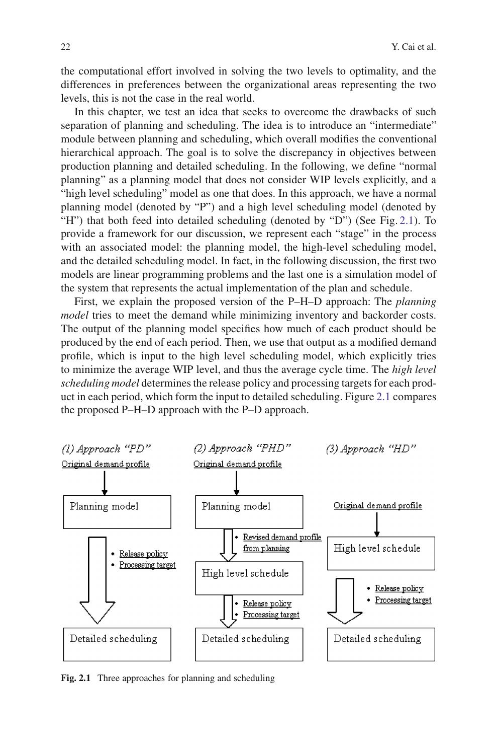the computational effort involved in solving the two levels to optimality, and the differences in preferences between the organizational areas representing the two levels, this is not the case in the real world.

In this chapter, we test an idea that seeks to overcome the drawbacks of such separation of planning and scheduling. The idea is to introduce an "intermediate" module between planning and scheduling, which overall modifies the conventional hierarchical approach. The goal is to solve the discrepancy in objectives between production planning and detailed scheduling. In the following, we define "normal planning" as a planning model that does not consider WIP levels explicitly, and a "high level scheduling" model as one that does. In this approach, we have a normal planning model (denoted by "P") and a high level scheduling model (denoted by "H") that both feed into detailed scheduling (denoted by "D") (See Fig. 2.1). To provide a framework for our discussion, we represent each "stage" in the process with an associated model: the planning model, the high-level scheduling model, and the detailed scheduling model. In fact, in the following discussion, the first two models are linear programming problems and the last one is a simulation model of the system that represents the actual implementation of the plan and schedule.

First, we explain the proposed version of the P–H–D approach: The *planning model* tries to meet the demand while minimizing inventory and backorder costs. The output of the planning model specifies how much of each product should be produced by the end of each period. Then, we use that output as a modified demand profile, which is input to the high level scheduling model, which explicitly tries to minimize the average WIP level, and thus the average cycle time. The *high level scheduling model* determines the release policy and processing targets for each product in each period, which form the input to detailed scheduling. Figure 2.1 compares the proposed P–H–D approach with the P–D approach.

(1) Approach "PD"

Original demand profile

Planning model

- Release policy
- Processing target

Detailed scheduling

(2) Approach "PHD"

Original demand profile

Planning model

- Revised demand profile from planning

High level schedule

- Release policy
- Processing target

Detailed scheduling

(3) Approach "HD"

Original demand profile

High level schedule

- Release policy
- Processing target

Detailed scheduling

**Fig. 2.1** Three approaches for planning and scheduling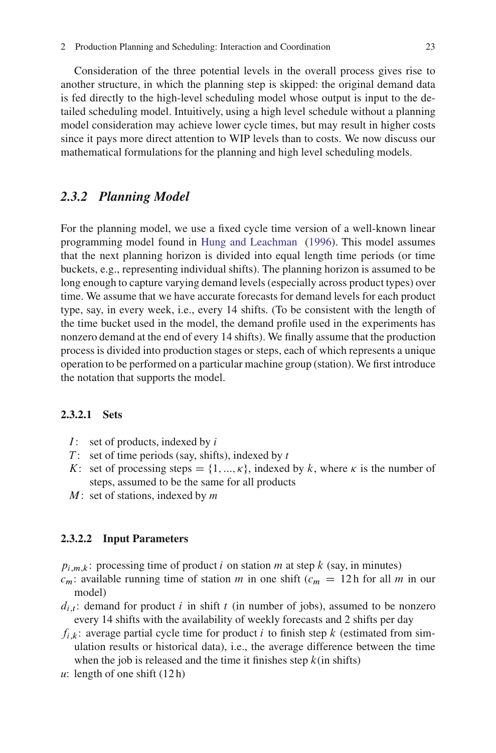Consideration of the three potential levels in the overall process gives rise to another structure, in which the planning step is skipped: the original demand data is fed directly to the high-level scheduling model whose output is input to the detailed scheduling model. Intuitively, using a high level schedule without a planning model consideration may achieve lower cycle times, but may result in higher costs since it pays more direct attention to WIP levels than to costs. We now discuss our mathematical formulations for the planning and high level scheduling models.

## 2.3.2 Planning Model

For the planning model, we use a fixed cycle time version of a well-known linear programming model found in Hung and Leachman (1996). This model assumes that the next planning horizon is divided into equal length time periods (or time buckets, e.g., representing individual shifts). The planning horizon is assumed to be long enough to capture varying demand levels (especially across product types) over time. We assume that we have accurate forecasts for demand levels for each product type, say, in every week, i.e., every 14 shifts. (To be consistent with the length of the time bucket used in the model, the demand profile used in the experiments has nonzero demand at the end of every 14 shifts). We finally assume that the production process is divided into production stages or steps, each of which represents a unique operation to be performed on a particular machine group (station). We first introduce the notation that supports the model.

### 2.3.2.1 Sets

- $I$: set of products, indexed by $i$
- $T$: set of time periods (say, shifts), indexed by $t$
- $K$: set of processing steps $= \{1, ..., \kappa\}$, indexed by $k$, where $\kappa$ is the number of steps, assumed to be the same for all products
- $M$: set of stations, indexed by $m$

### 2.3.2.2 Input Parameters

$p_{i,m,k}$: processing time of product $i$ on station $m$ at step $k$ (say, in minutes)
$c_m$: available running time of station $m$ in one shift ($c_m = 12$ h for all $m$ in our model)
$d_{i,t}$: demand for product $i$ in shift $t$ (in number of jobs), assumed to be nonzero every 14 shifts with the availability of weekly forecasts and 2 shifts per day
$f_{i,k}$: average partial cycle time for product $i$ to finish step $k$ (estimated from simulation results or historical data), i.e., the average difference between the time when the job is released and the time it finishes step $k$(in shifts)
$u$: length of one shift (12 h)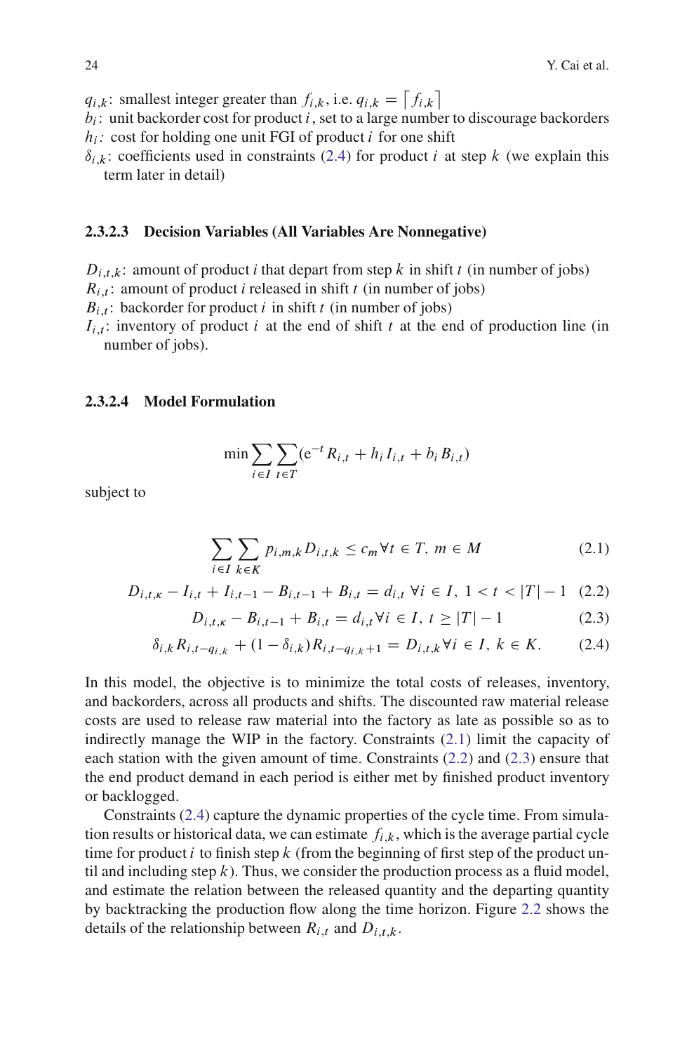$q_{i,k}$: smallest integer greater than $f_{i,k}$, i.e. $q_{i,k} = \lceil f_{i,k} \rceil$

$b_i$: unit backorder cost for product $i$, set to a large number to discourage backorders

$h_i$: cost for holding one unit FGI of product $i$ for one shift

$\delta_{i,k}$: coefficients used in constraints (2.4) for product $i$ at step $k$ (we explain this term later in detail)

#### 2.3.2.3 Decision Variables (All Variables Are Nonnegative)

$D_{i,t,k}$: amount of product $i$ that depart from step $k$ in shift $t$ (in number of jobs)

$R_{i,t}$: amount of product $i$ released in shift $t$ (in number of jobs)

$B_{i,t}$: backorder for product $i$ in shift $t$ (in number of jobs)

$I_{i,t}$: inventory of product $i$ at the end of shift $t$ at the end of production line (in number of jobs).

#### 2.3.2.4 Model Formulation

$$\min \sum_{i \in I} \sum_{t \in T} (\mathrm{e}^{-t} R_{i,t} + h_i I_{i,t} + b_i B_{i,t})$$

subject to

$$\sum_{i \in I} \sum_{k \in K} p_{i,m,k} D_{i,t,k} \leq c_m \forall t \in T,\ m \in M \tag{2.1}$$

$$D_{i,t,\kappa} - I_{i,t} + I_{i,t-1} - B_{i,t-1} + B_{i,t} = d_{i,t} \ \forall i \in I,\ 1 < t < |T| - 1 \tag{2.2}$$

$$D_{i,t,\kappa} - B_{i,t-1} + B_{i,t} = d_{i,t} \forall i \in I,\ t \geq |T| - 1 \tag{2.3}$$

$$\delta_{i,k} R_{i,t-q_{i,k}} + (1 - \delta_{i,k}) R_{i,t-q_{i,k}+1} = D_{i,t,k} \forall i \in I,\ k \in K. \tag{2.4}$$

In this model, the objective is to minimize the total costs of releases, inventory, and backorders, across all products and shifts. The discounted raw material release costs are used to release raw material into the factory as late as possible so as to indirectly manage the WIP in the factory. Constraints (2.1) limit the capacity of each station with the given amount of time. Constraints (2.2) and (2.3) ensure that the end product demand in each period is either met by finished product inventory or backlogged.

Constraints (2.4) capture the dynamic properties of the cycle time. From simulation results or historical data, we can estimate $f_{i,k}$, which is the average partial cycle time for product $i$ to finish step $k$ (from the beginning of first step of the product until and including step $k$). Thus, we consider the production process as a fluid model, and estimate the relation between the released quantity and the departing quantity by backtracking the production flow along the time horizon. Figure 2.2 shows the details of the relationship between $R_{i,t}$ and $D_{i,t,k}$.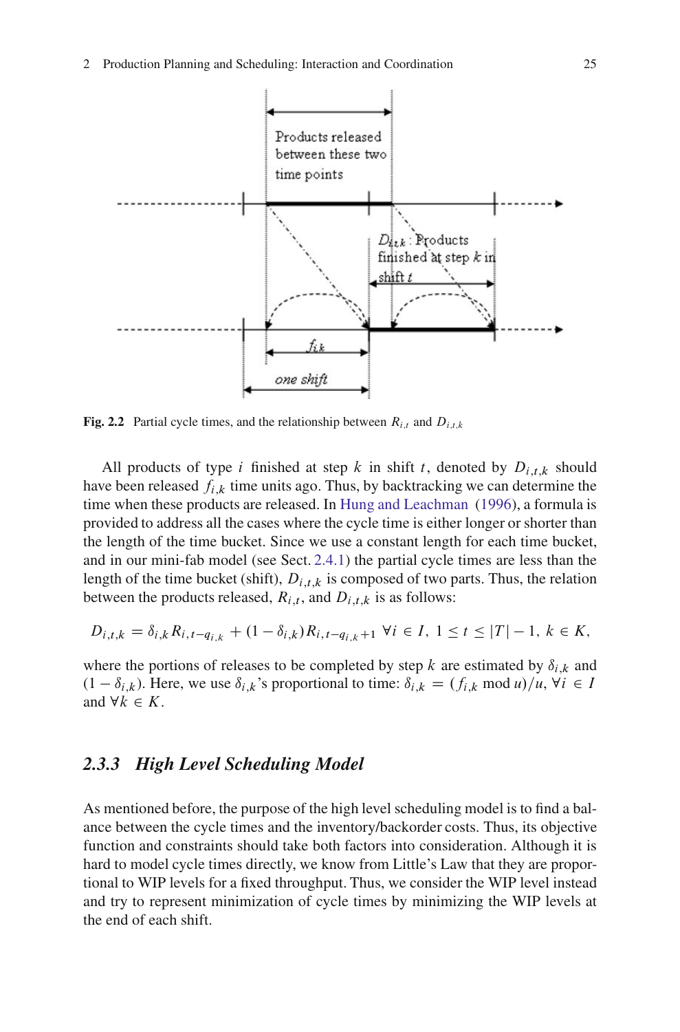Products released between these two time points

$D_{i,t,k}$ : Products finished at step $k$ in shift $t$

$f_{i,k}$

one shift

Fig. 2.2 Partial cycle times, and the relationship between $R_{i,t}$ and $D_{i,t,k}$

All products of type $i$ finished at step $k$ in shift $t$, denoted by $D_{i,t,k}$ should have been released $f_{i,k}$ time units ago. Thus, by backtracking we can determine the time when these products are released. In Hung and Leachman (1996), a formula is provided to address all the cases where the cycle time is either longer or shorter than the length of the time bucket. Since we use a constant length for each time bucket, and in our mini-fab model (see Sect. 2.4.1) the partial cycle times are less than the length of the time bucket (shift), $D_{i,t,k}$ is composed of two parts. Thus, the relation between the products released, $R_{i,t}$, and $D_{i,t,k}$ is as follows:

$$D_{i,t,k} = \delta_{i,k} R_{i,t-q_{i,k}} + (1-\delta_{i,k}) R_{i,t-q_{i,k}+1} \; \forall i \in I, \; 1 \le t \le |T|-1, \; k \in K,$$

where the portions of releases to be completed by step $k$ are estimated by $\delta_{i,k}$ and $(1-\delta_{i,k})$. Here, we use $\delta_{i,k}$'s proportional to time: $\delta_{i,k} = (f_{i,k} \bmod u)/u$, $\forall i \in I$ and $\forall k \in K$.

### 2.3.3 High Level Scheduling Model

As mentioned before, the purpose of the high level scheduling model is to find a balance between the cycle times and the inventory/backorder costs. Thus, its objective function and constraints should take both factors into consideration. Although it is hard to model cycle times directly, we know from Little's Law that they are proportional to WIP levels for a fixed throughput. Thus, we consider the WIP level instead and try to represent minimization of cycle times by minimizing the WIP levels at the end of each shift.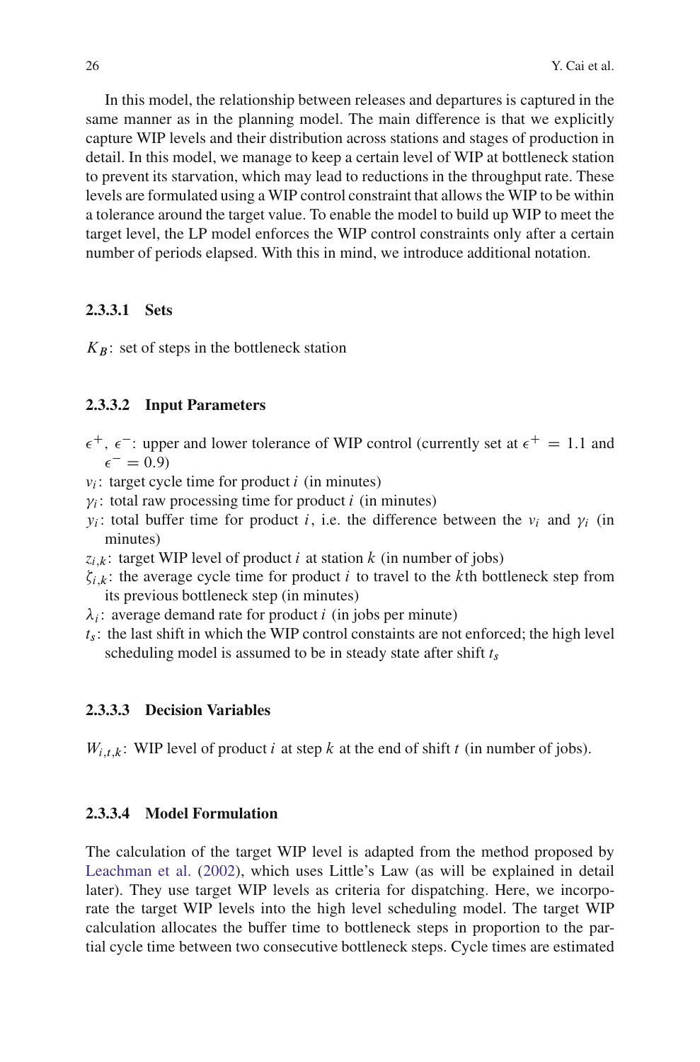In this model, the relationship between releases and departures is captured in the same manner as in the planning model. The main difference is that we explicitly capture WIP levels and their distribution across stations and stages of production in detail. In this model, we manage to keep a certain level of WIP at bottleneck station to prevent its starvation, which may lead to reductions in the throughput rate. These levels are formulated using a WIP control constraint that allows the WIP to be within a tolerance around the target value. To enable the model to build up WIP to meet the target level, the LP model enforces the WIP control constraints only after a certain number of periods elapsed. With this in mind, we introduce additional notation.

#### 2.3.3.1 Sets

$K_B$: set of steps in the bottleneck station

#### 2.3.3.2 Input Parameters

- $\epsilon^+$, $\epsilon^-$: upper and lower tolerance of WIP control (currently set at $\epsilon^+ = 1.1$ and $\epsilon^- = 0.9$)
- $v_i$: target cycle time for product $i$ (in minutes)
- $\gamma_i$: total raw processing time for product $i$ (in minutes)
- $y_i$: total buffer time for product $i$, i.e. the difference between the $v_i$ and $\gamma_i$ (in minutes)
- $z_{i,k}$: target WIP level of product $i$ at station $k$ (in number of jobs)
- $\zeta_{i,k}$: the average cycle time for product $i$ to travel to the $k$th bottleneck step from its previous bottleneck step (in minutes)
- $\lambda_i$: average demand rate for product $i$ (in jobs per minute)
- $t_s$: the last shift in which the WIP control constaints are not enforced; the high level scheduling model is assumed to be in steady state after shift $t_s$

#### 2.3.3.3 Decision Variables

$W_{i,t,k}$: WIP level of product $i$ at step $k$ at the end of shift $t$ (in number of jobs).

#### 2.3.3.4 Model Formulation

The calculation of the target WIP level is adapted from the method proposed by Leachman et al. (2002), which uses Little's Law (as will be explained in detail later). They use target WIP levels as criteria for dispatching. Here, we incorporate the target WIP levels into the high level scheduling model. The target WIP calculation allocates the buffer time to bottleneck steps in proportion to the partial cycle time between two consecutive bottleneck steps. Cycle times are estimated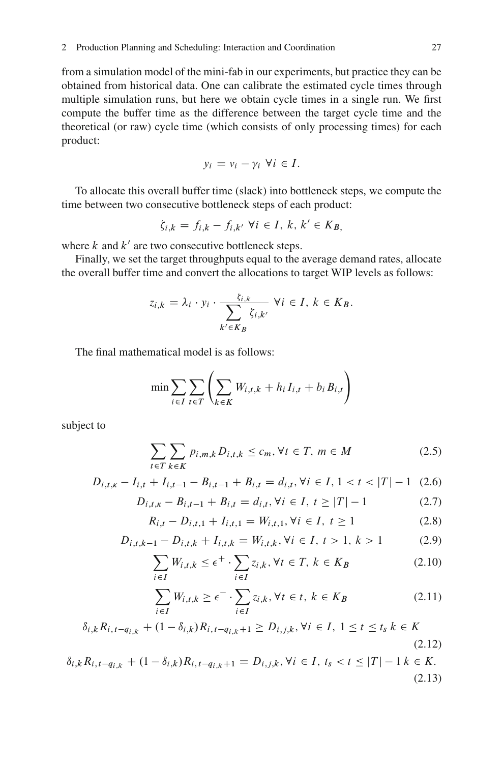from a simulation model of the mini-fab in our experiments, but practice they can be obtained from historical data. One can calibrate the estimated cycle times through multiple simulation runs, but here we obtain cycle times in a single run. We first compute the buffer time as the difference between the target cycle time and the theoretical (or raw) cycle time (which consists of only processing times) for each product:

$$y_i = v_i - \gamma_i \ \forall i \in I.$$

To allocate this overall buffer time (slack) into bottleneck steps, we compute the time between two consecutive bottleneck steps of each product:

$$\zeta_{i,k} = f_{i,k} - f_{i,k'} \ \forall i \in I,\ k,\ k' \in K_B,$$

where $k$ and $k'$ are two consecutive bottleneck steps.

Finally, we set the target throughputs equal to the average demand rates, allocate the overall buffer time and convert the allocations to target WIP levels as follows:

$$z_{i,k} = \lambda_i \cdot y_i \cdot \frac{\zeta_{i,k}}{\sum\limits_{k' \in K_B} \zeta_{i,k'}} \ \forall i \in I,\ k \in K_B.$$

The final mathematical model is as follows:

$$\min \sum_{i \in I} \sum_{t \in T} \left( \sum_{k \in K} W_{i,t,k} + h_i I_{i,t} + b_i B_{i,t} \right)$$

subject to

$$\sum_{t \in T} \sum_{k \in K} p_{i,m,k} D_{i,t,k} \leq c_m, \forall t \in T,\ m \in M \tag{2.5}$$

$$D_{i,t,\kappa} - I_{i,t} + I_{i,t-1} - B_{i,t-1} + B_{i,t} = d_{i,t}, \forall i \in I,\ 1 < t < |T| - 1 \tag{2.6}$$

$$D_{i,t,\kappa} - B_{i,t-1} + B_{i,t} = d_{i,t}, \forall i \in I,\ t \geq |T| - 1 \tag{2.7}$$

$$R_{i,t} - D_{i,t,1} + I_{i,t,1} = W_{i,t,1}, \forall i \in I,\ t \geq 1 \tag{2.8}$$

$$D_{i,t,k-1} - D_{i,t,k} + I_{i,t,k} = W_{i,t,k}, \forall i \in I,\ t > 1,\ k > 1 \tag{2.9}$$

$$\sum_{i \in I} W_{i,t,k} \leq \epsilon^{+} \cdot \sum_{i \in I} z_{i,k}, \forall t \in T,\ k \in K_B \tag{2.10}$$

$$\sum_{i \in I} W_{i,t,k} \geq \epsilon^{-} \cdot \sum_{i \in I} z_{i,k}, \forall t \in t,\ k \in K_B \tag{2.11}$$

$$\delta_{i,k} R_{i,t-q_{i,k}} + (1 - \delta_{i,k}) R_{i,t-q_{i,k}+1} \geq D_{i,j,k}, \forall i \in I,\ 1 \leq t \leq t_s\ k \in K \tag{2.12}$$

$$\delta_{i,k} R_{i,t-q_{i,k}} + (1 - \delta_{i,k}) R_{i,t-q_{i,k}+1} = D_{i,j,k}, \forall i \in I,\ t_s < t \leq |T| - 1\ k \in K. \tag{2.13}$$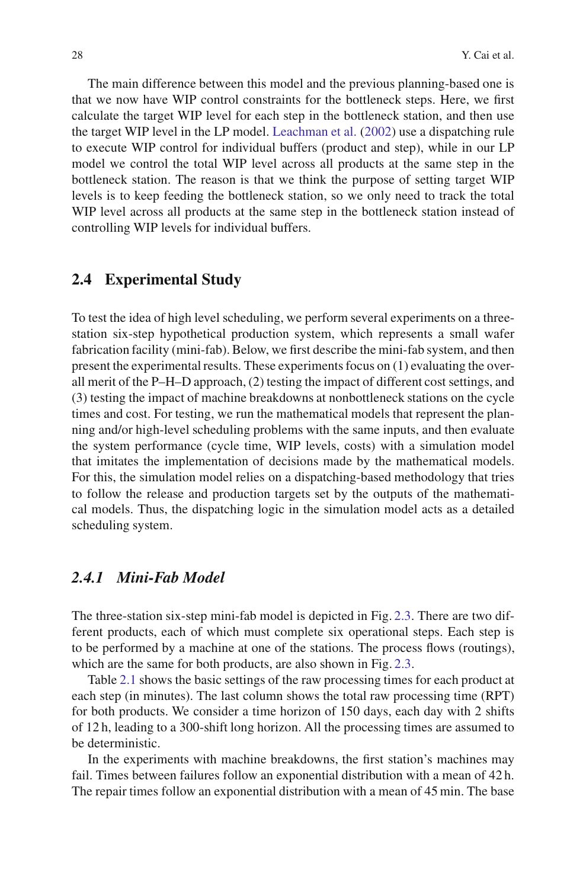The main difference between this model and the previous planning-based one is that we now have WIP control constraints for the bottleneck steps. Here, we first calculate the target WIP level for each step in the bottleneck station, and then use the target WIP level in the LP model. Leachman et al. (2002) use a dispatching rule to execute WIP control for individual buffers (product and step), while in our LP model we control the total WIP level across all products at the same step in the bottleneck station. The reason is that we think the purpose of setting target WIP levels is to keep feeding the bottleneck station, so we only need to track the total WIP level across all products at the same step in the bottleneck station instead of controlling WIP levels for individual buffers.

## 2.4 Experimental Study

To test the idea of high level scheduling, we perform several experiments on a three-station six-step hypothetical production system, which represents a small wafer fabrication facility (mini-fab). Below, we first describe the mini-fab system, and then present the experimental results. These experiments focus on (1) evaluating the overall merit of the P–H–D approach, (2) testing the impact of different cost settings, and (3) testing the impact of machine breakdowns at nonbottleneck stations on the cycle times and cost. For testing, we run the mathematical models that represent the planning and/or high-level scheduling problems with the same inputs, and then evaluate the system performance (cycle time, WIP levels, costs) with a simulation model that imitates the implementation of decisions made by the mathematical models. For this, the simulation model relies on a dispatching-based methodology that tries to follow the release and production targets set by the outputs of the mathematical models. Thus, the dispatching logic in the simulation model acts as a detailed scheduling system.

### *2.4.1 Mini-Fab Model*

The three-station six-step mini-fab model is depicted in Fig. 2.3. There are two different products, each of which must complete six operational steps. Each step is to be performed by a machine at one of the stations. The process flows (routings), which are the same for both products, are also shown in Fig. 2.3.

Table 2.1 shows the basic settings of the raw processing times for each product at each step (in minutes). The last column shows the total raw processing time (RPT) for both products. We consider a time horizon of 150 days, each day with 2 shifts of 12 h, leading to a 300-shift long horizon. All the processing times are assumed to be deterministic.

In the experiments with machine breakdowns, the first station's machines may fail. Times between failures follow an exponential distribution with a mean of 42 h. The repair times follow an exponential distribution with a mean of 45 min. The base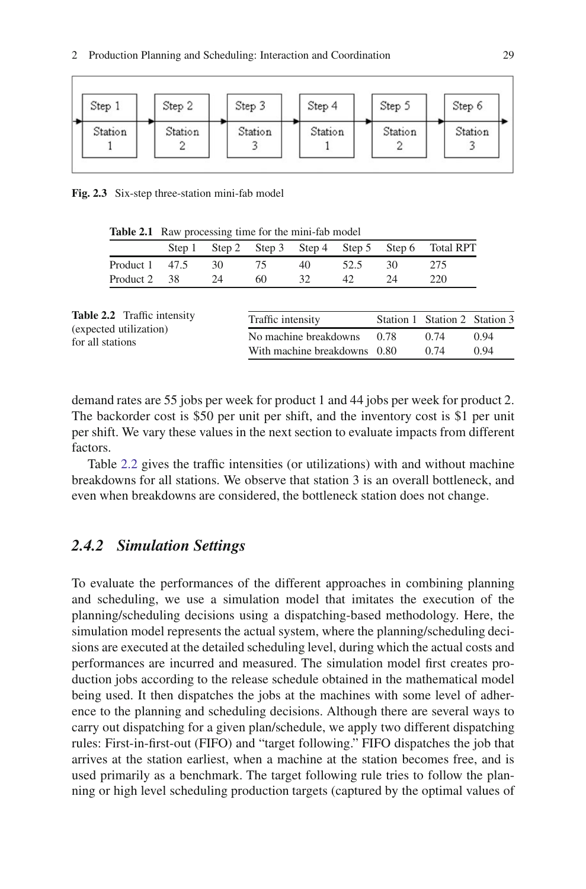Step 1
Station 1

Step 2
Station 2

Step 3
Station 3

Step 4
Station 1

Step 5
Station 2

Step 6
Station 3

**Fig. 2.3** Six-step three-station mini-fab model

**Table 2.1** Raw processing time for the mini-fab model

| | Step 1 | Step 2 | Step 3 | Step 4 | Step 5 | Step 6 | Total RPT |
|---|---|---|---|---|---|---|---|
| Product 1 | 47.5 | 30 | 75 | 40 | 52.5 | 30 | 275 |
| Product 2 | 38 | 24 | 60 | 32 | 42 | 24 | 220 |

**Table 2.2** Traffic intensity (expected utilization) for all stations

| Traffic intensity | Station 1 | Station 2 | Station 3 |
|---|---|---|---|
| No machine breakdowns | 0.78 | 0.74 | 0.94 |
| With machine breakdowns | 0.80 | 0.74 | 0.94 |

demand rates are 55 jobs per week for product 1 and 44 jobs per week for product 2. The backorder cost is $50 per unit per shift, and the inventory cost is $1 per unit per shift. We vary these values in the next section to evaluate impacts from different factors.

Table 2.2 gives the traffic intensities (or utilizations) with and without machine breakdowns for all stations. We observe that station 3 is an overall bottleneck, and even when breakdowns are considered, the bottleneck station does not change.

### *2.4.2 Simulation Settings*

To evaluate the performances of the different approaches in combining planning and scheduling, we use a simulation model that imitates the execution of the planning/scheduling decisions using a dispatching-based methodology. Here, the simulation model represents the actual system, where the planning/scheduling decisions are executed at the detailed scheduling level, during which the actual costs and performances are incurred and measured. The simulation model first creates production jobs according to the release schedule obtained in the mathematical model being used. It then dispatches the jobs at the machines with some level of adherence to the planning and scheduling decisions. Although there are several ways to carry out dispatching for a given plan/schedule, we apply two different dispatching rules: First-in-first-out (FIFO) and "target following." FIFO dispatches the job that arrives at the station earliest, when a machine at the station becomes free, and is used primarily as a benchmark. The target following rule tries to follow the planning or high level scheduling production targets (captured by the optimal values of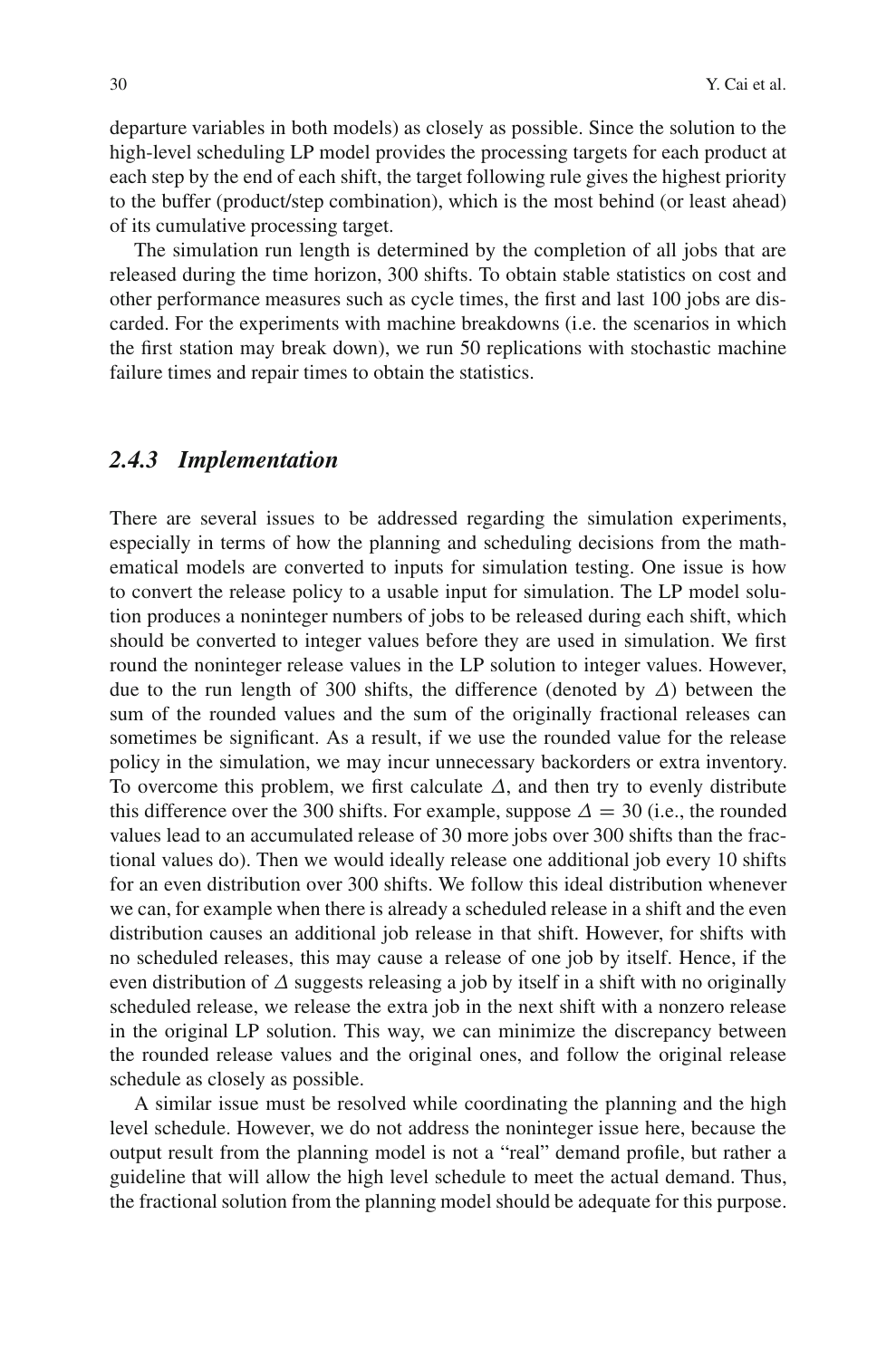departure variables in both models) as closely as possible. Since the solution to the high-level scheduling LP model provides the processing targets for each product at each step by the end of each shift, the target following rule gives the highest priority to the buffer (product/step combination), which is the most behind (or least ahead) of its cumulative processing target.

The simulation run length is determined by the completion of all jobs that are released during the time horizon, 300 shifts. To obtain stable statistics on cost and other performance measures such as cycle times, the first and last 100 jobs are discarded. For the experiments with machine breakdowns (i.e. the scenarios in which the first station may break down), we run 50 replications with stochastic machine failure times and repair times to obtain the statistics.

### *2.4.3 Implementation*

There are several issues to be addressed regarding the simulation experiments, especially in terms of how the planning and scheduling decisions from the mathematical models are converted to inputs for simulation testing. One issue is how to convert the release policy to a usable input for simulation. The LP model solution produces a noninteger numbers of jobs to be released during each shift, which should be converted to integer values before they are used in simulation. We first round the noninteger release values in the LP solution to integer values. However, due to the run length of 300 shifts, the difference (denoted by $\Delta$) between the sum of the rounded values and the sum of the originally fractional releases can sometimes be significant. As a result, if we use the rounded value for the release policy in the simulation, we may incur unnecessary backorders or extra inventory. To overcome this problem, we first calculate $\Delta$, and then try to evenly distribute this difference over the 300 shifts. For example, suppose $\Delta = 30$ (i.e., the rounded values lead to an accumulated release of 30 more jobs over 300 shifts than the fractional values do). Then we would ideally release one additional job every 10 shifts for an even distribution over 300 shifts. We follow this ideal distribution whenever we can, for example when there is already a scheduled release in a shift and the even distribution causes an additional job release in that shift. However, for shifts with no scheduled releases, this may cause a release of one job by itself. Hence, if the even distribution of $\Delta$ suggests releasing a job by itself in a shift with no originally scheduled release, we release the extra job in the next shift with a nonzero release in the original LP solution. This way, we can minimize the discrepancy between the rounded release values and the original ones, and follow the original release schedule as closely as possible.

A similar issue must be resolved while coordinating the planning and the high level schedule. However, we do not address the noninteger issue here, because the output result from the planning model is not a "real" demand profile, but rather a guideline that will allow the high level schedule to meet the actual demand. Thus, the fractional solution from the planning model should be adequate for this purpose.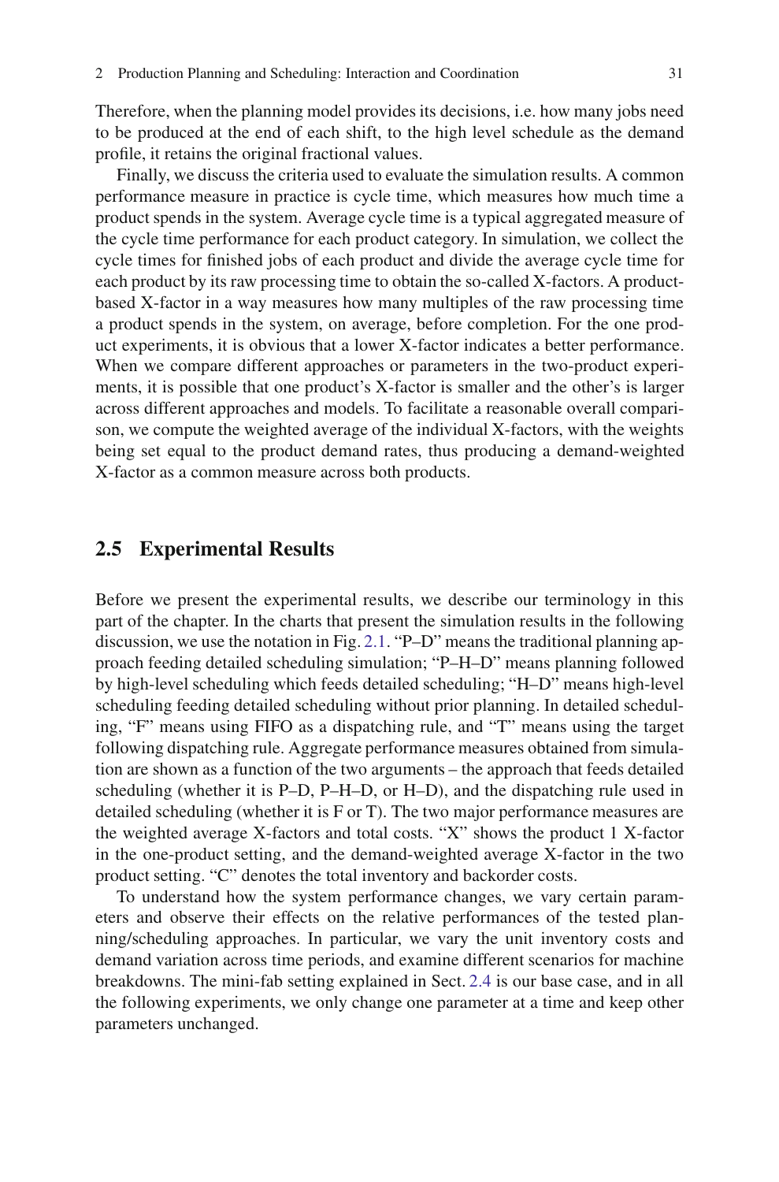Therefore, when the planning model provides its decisions, i.e. how many jobs need to be produced at the end of each shift, to the high level schedule as the demand profile, it retains the original fractional values.

Finally, we discuss the criteria used to evaluate the simulation results. A common performance measure in practice is cycle time, which measures how much time a product spends in the system. Average cycle time is a typical aggregated measure of the cycle time performance for each product category. In simulation, we collect the cycle times for finished jobs of each product and divide the average cycle time for each product by its raw processing time to obtain the so-called X-factors. A product-based X-factor in a way measures how many multiples of the raw processing time a product spends in the system, on average, before completion. For the one product experiments, it is obvious that a lower X-factor indicates a better performance. When we compare different approaches or parameters in the two-product experiments, it is possible that one product's X-factor is smaller and the other's is larger across different approaches and models. To facilitate a reasonable overall comparison, we compute the weighted average of the individual X-factors, with the weights being set equal to the product demand rates, thus producing a demand-weighted X-factor as a common measure across both products.

## 2.5 Experimental Results

Before we present the experimental results, we describe our terminology in this part of the chapter. In the charts that present the simulation results in the following discussion, we use the notation in Fig. 2.1. "P–D" means the traditional planning approach feeding detailed scheduling simulation; "P–H–D" means planning followed by high-level scheduling which feeds detailed scheduling; "H–D" means high-level scheduling feeding detailed scheduling without prior planning. In detailed scheduling, "F" means using FIFO as a dispatching rule, and "T" means using the target following dispatching rule. Aggregate performance measures obtained from simulation are shown as a function of the two arguments – the approach that feeds detailed scheduling (whether it is P–D, P–H–D, or H–D), and the dispatching rule used in detailed scheduling (whether it is F or T). The two major performance measures are the weighted average X-factors and total costs. "X" shows the product 1 X-factor in the one-product setting, and the demand-weighted average X-factor in the two product setting. "C" denotes the total inventory and backorder costs.

To understand how the system performance changes, we vary certain parameters and observe their effects on the relative performances of the tested planning/scheduling approaches. In particular, we vary the unit inventory costs and demand variation across time periods, and examine different scenarios for machine breakdowns. The mini-fab setting explained in Sect. 2.4 is our base case, and in all the following experiments, we only change one parameter at a time and keep other parameters unchanged.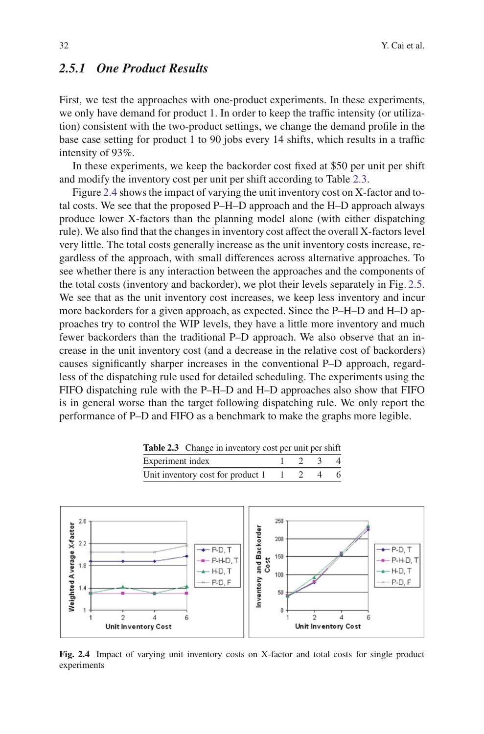### 2.5.1 One Product Results

First, we test the approaches with one-product experiments. In these experiments, we only have demand for product 1. In order to keep the traffic intensity (or utilization) consistent with the two-product settings, we change the demand profile in the base case setting for product 1 to 90 jobs every 14 shifts, which results in a traffic intensity of 93%.

In these experiments, we keep the backorder cost fixed at $50 per unit per shift and modify the inventory cost per unit per shift according to Table 2.3.

Figure 2.4 shows the impact of varying the unit inventory cost on X-factor and total costs. We see that the proposed P–H–D approach and the H–D approach always produce lower X-factors than the planning model alone (with either dispatching rule). We also find that the changes in inventory cost affect the overall X-factors level very little. The total costs generally increase as the unit inventory costs increase, regardless of the approach, with small differences across alternative approaches. To see whether there is any interaction between the approaches and the components of the total costs (inventory and backorder), we plot their levels separately in Fig. 2.5. We see that as the unit inventory cost increases, we keep less inventory and incur more backorders for a given approach, as expected. Since the P–H–D and H–D approaches try to control the WIP levels, they have a little more inventory and much fewer backorders than the traditional P–D approach. We also observe that an increase in the unit inventory cost (and a decrease in the relative cost of backorders) causes significantly sharper increases in the conventional P–D approach, regardless of the dispatching rule used for detailed scheduling. The experiments using the FIFO dispatching rule with the P–H–D and H–D approaches also show that FIFO is in general worse than the target following dispatching rule. We only report the performance of P–D and FIFO as a benchmark to make the graphs more legible.

**Table 2.3** Change in inventory cost per unit per shift

| Experiment index | 1 | 2 | 3 | 4 |
|---|---|---|---|---|
| Unit inventory cost for product 1 | 1 | 2 | 4 | 6 |

Weighted Average X-factor
2.6
2.2
1.8
1.4
1
1 2 4 6
Unit Inventory Cost
P-D, T
P-H-D, T
H-D, T
P-D, F

Inventory and Backorder Cost
250
200
150
100
50
0
1 2 4 6
Unit Inventory Cost
P-D, T
P-H-D, T
H-D, T
P-D, F

**Fig. 2.4** Impact of varying unit inventory costs on X-factor and total costs for single product experiments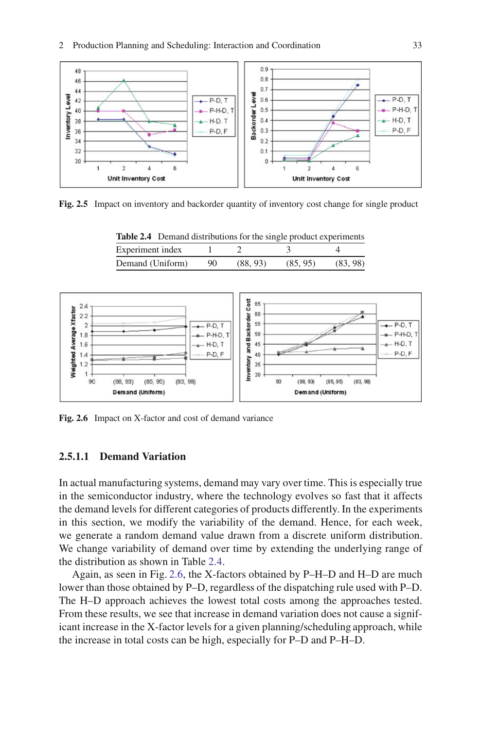Inventory Level
48
46
44
42
40
38
36
34
32
30
1 2 4 6
Unit Inventory Cost
P-D, T
P-H-D, T
H-D, T
P-D, F

Backorder Level
0.9
0.8
0.7
0.6
0.5
0.4
0.3
0.2
0.1
0
1 2 4 6
Unit Inventory Cost
P-D, T
P-H-D, T
H-D, T
P-D, F

**Fig. 2.5** Impact on inventory and backorder quantity of inventory cost change for single product

**Table 2.4** Demand distributions for the single product experiments

| Experiment index | 1 | 2 | 3 | 4 |
|---|---|---|---|---|
| Demand (Uniform) | 90 | (88, 93) | (85, 95) | (83, 98) |

Weighted Average Xfactor
2.4
2.2
2
1.8
1.6
1.4
1.2
1
90 (88, 93) (85, 95) (83, 98)
Demand (Uniform)
P-D, T
P-H-D, T
H-D, T
P-D, F

Inventory and Backorder Cost
65
60
55
50
45
40
35
30
90 (88, 93) (85, 95) (83, 98)
Demand (Uniform)
P-D, T
P-H-D, T
H-D, T
P-D, F

**Fig. 2.6** Impact on X-factor and cost of demand variance

#### 2.5.1.1 Demand Variation

In actual manufacturing systems, demand may vary over time. This is especially true in the semiconductor industry, where the technology evolves so fast that it affects the demand levels for different categories of products differently. In the experiments in this section, we modify the variability of the demand. Hence, for each week, we generate a random demand value drawn from a discrete uniform distribution. We change variability of demand over time by extending the underlying range of the distribution as shown in Table 2.4.

Again, as seen in Fig. 2.6, the X-factors obtained by P–H–D and H–D are much lower than those obtained by P–D, regardless of the dispatching rule used with P–D. The H–D approach achieves the lowest total costs among the approaches tested. From these results, we see that increase in demand variation does not cause a significant increase in the X-factor levels for a given planning/scheduling approach, while the increase in total costs can be high, especially for P–D and P–H–D.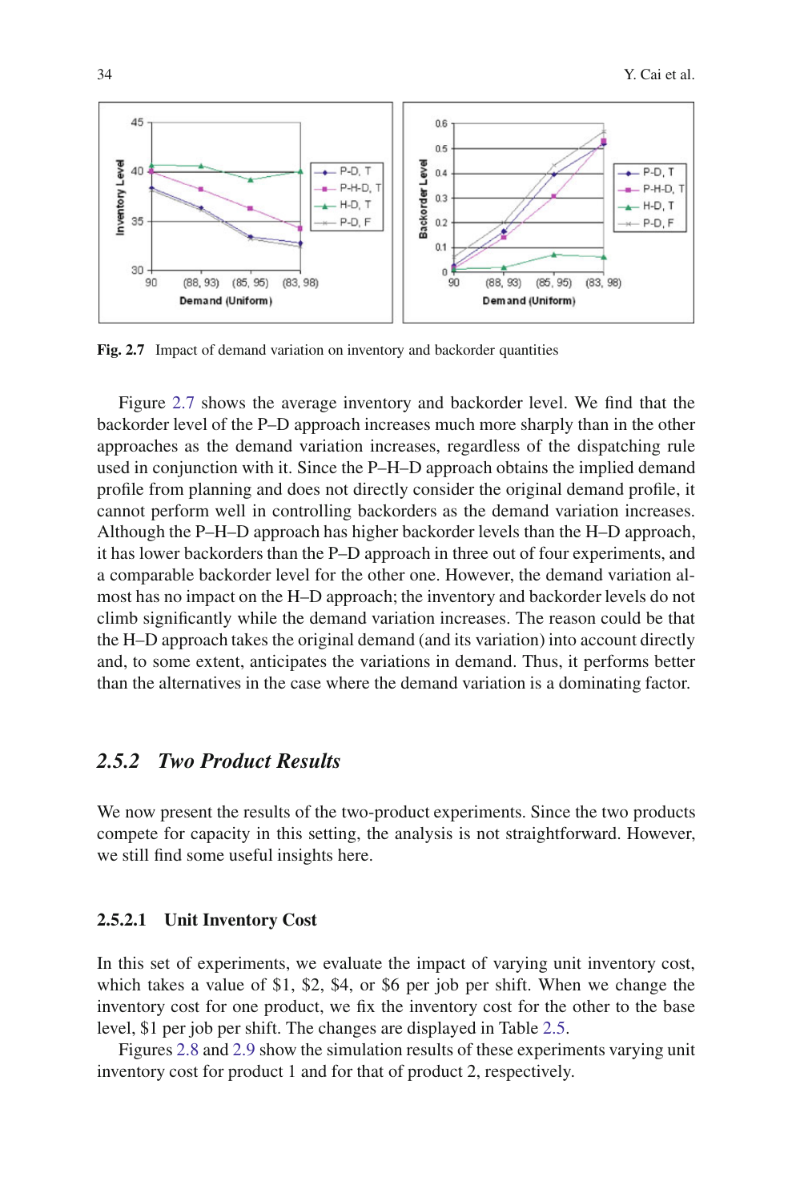Inventory Level

45

40

35

30

90 (88, 93) (85, 95) (83, 98)

Demand (Uniform)

P-D, T
P-H-D, T
H-D, T
P-D, F

Backorder Level

0.6

0.5

0.4

0.3

0.2

0.1

0

90 (88, 93) (85, 95) (83, 98)

Demand (Uniform)

P-D, T
P-H-D, T
H-D, T
P-D, F

**Fig. 2.7** Impact of demand variation on inventory and backorder quantities

Figure 2.7 shows the average inventory and backorder level. We find that the backorder level of the P–D approach increases much more sharply than in the other approaches as the demand variation increases, regardless of the dispatching rule used in conjunction with it. Since the P–H–D approach obtains the implied demand profile from planning and does not directly consider the original demand profile, it cannot perform well in controlling backorders as the demand variation increases. Although the P–H–D approach has higher backorder levels than the H–D approach, it has lower backorders than the P–D approach in three out of four experiments, and a comparable backorder level for the other one. However, the demand variation almost has no impact on the H–D approach; the inventory and backorder levels do not climb significantly while the demand variation increases. The reason could be that the H–D approach takes the original demand (and its variation) into account directly and, to some extent, anticipates the variations in demand. Thus, it performs better than the alternatives in the case where the demand variation is a dominating factor.

## 2.5.2 *Two Product Results*

We now present the results of the two-product experiments. Since the two products compete for capacity in this setting, the analysis is not straightforward. However, we still find some useful insights here.

### 2.5.2.1 Unit Inventory Cost

In this set of experiments, we evaluate the impact of varying unit inventory cost, which takes a value of \$1, \$2, \$4, or \$6 per job per shift. When we change the inventory cost for one product, we fix the inventory cost for the other to the base level, \$1 per job per shift. The changes are displayed in Table 2.5.

Figures 2.8 and 2.9 show the simulation results of these experiments varying unit inventory cost for product 1 and for that of product 2, respectively.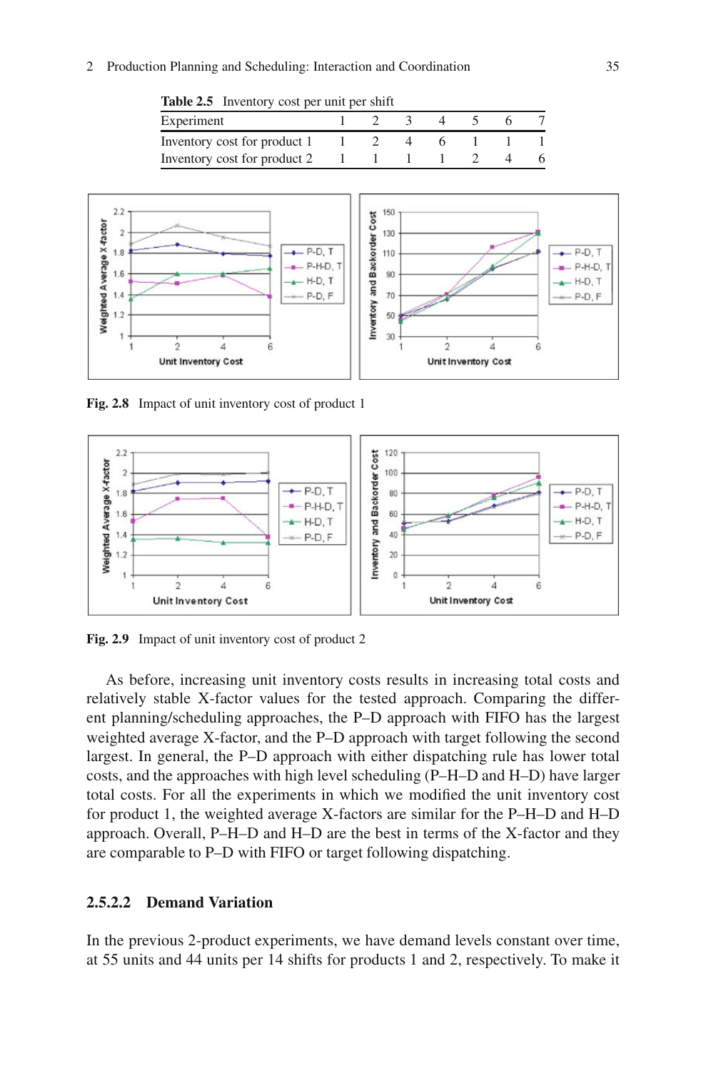**Table 2.5** Inventory cost per unit per shift

| Experiment | 1 | 2 | 3 | 4 | 5 | 6 | 7 |
|---|---|---|---|---|---|---|---|
| Inventory cost for product 1 | 1 | 2 | 4 | 6 | 1 | 1 | 1 |
| Inventory cost for product 2 | 1 | 1 | 1 | 1 | 2 | 4 | 6 |

Weighted Average X-factor
2.2
2
1.8
1.6
1.4
1.2
1
1 2 4 6
Unit Inventory Cost
P-D, T
P-H-D, T
H-D, T
P-D, F

Inventory and Backorder Cost
150
130
110
90
70
50
30
1 2 4 6
Unit Inventory Cost
P-D, T
P-H-D, T
H-D, T
P-D, F

**Fig. 2.8** Impact of unit inventory cost of product 1

Weighted Average X-factor
2.2
2
1.8
1.6
1.4
1.2
1
1 2 4 6
Unit Inventory Cost
P-D, T
P-H-D, T
H-D, T
P-D, F

Inventory and Backorder Cost
120
100
80
60
40
20
0
1 2 4 6
Unit Inventory Cost
P-D, T
P-H-D, T
H-D, T
P-D, F

**Fig. 2.9** Impact of unit inventory cost of product 2

As before, increasing unit inventory costs results in increasing total costs and relatively stable X-factor values for the tested approach. Comparing the different planning/scheduling approaches, the P–D approach with FIFO has the largest weighted average X-factor, and the P–D approach with target following the second largest. In general, the P–D approach with either dispatching rule has lower total costs, and the approaches with high level scheduling (P–H–D and H–D) have larger total costs. For all the experiments in which we modified the unit inventory cost for product 1, the weighted average X-factors are similar for the P–H–D and H–D approach. Overall, P–H–D and H–D are the best in terms of the X-factor and they are comparable to P–D with FIFO or target following dispatching.

#### 2.5.2.2 Demand Variation

In the previous 2-product experiments, we have demand levels constant over time, at 55 units and 44 units per 14 shifts for products 1 and 2, respectively. To make it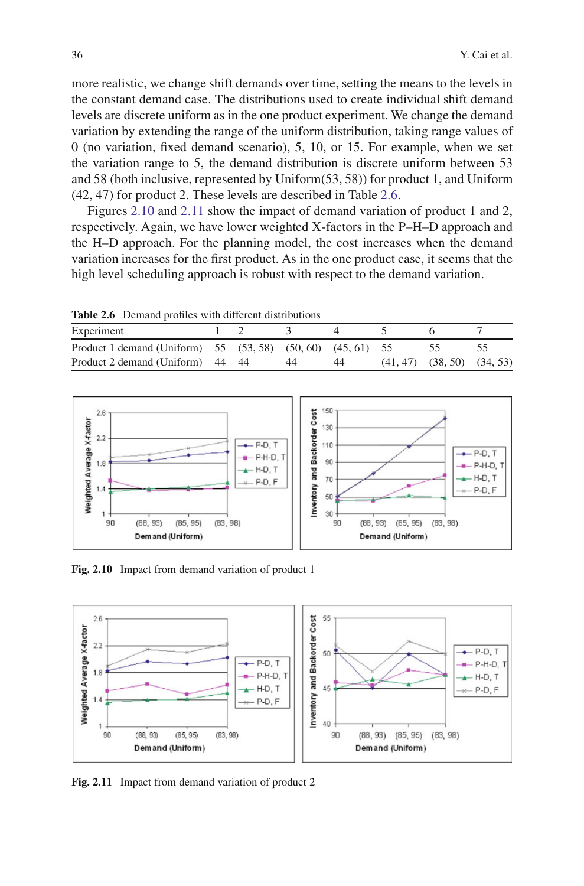more realistic, we change shift demands over time, setting the means to the levels in the constant demand case. The distributions used to create individual shift demand levels are discrete uniform as in the one product experiment. We change the demand variation by extending the range of the uniform distribution, taking range values of 0 (no variation, fixed demand scenario), 5, 10, or 15. For example, when we set the variation range to 5, the demand distribution is discrete uniform between 53 and 58 (both inclusive, represented by Uniform(53, 58)) for product 1, and Uniform (42, 47) for product 2. These levels are described in Table 2.6.

Figures 2.10 and 2.11 show the impact of demand variation of product 1 and 2, respectively. Again, we have lower weighted X-factors in the P–H–D approach and the H–D approach. For the planning model, the cost increases when the demand variation increases for the first product. As in the one product case, it seems that the high level scheduling approach is robust with respect to the demand variation.

**Table 2.6** Demand profiles with different distributions

| Experiment | 1 | 2 | 3 | 4 | 5 | 6 | 7 |
|---|---|---|---|---|---|---|---|
| Product 1 demand (Uniform) | 55 | (53, 58) | (50, 60) | (45, 61) | 55 | 55 | 55 |
| Product 2 demand (Uniform) | 44 | 44 | 44 | 44 | (41, 47) | (38, 50) | (34, 53) |

Weighted Average X-factor
2.6
2.2
1.8
1.4
1
90 (88, 93) (85, 95) (83, 98)
Demand (Uniform)
P-D, T
P-H-D, T
H-D, T
P-D, F

Inventory and Backorder Cost
150
130
110
90
70
50
30
90 (88, 93) (85, 95) (83, 98)
Demand (Uniform)
P-D, T
P-H-D, T
H-D, T
P-D, F

**Fig. 2.10** Impact from demand variation of product 1

Weighted Average X-factor
2.6
2.2
1.8
1.4
1
90 (88, 93) (85, 95) (83, 98)
Demand (Uniform)
P-D, T
P-H-D, T
H-D, T
P-D, F

Inventory and Backorder Cost
55
50
45
40
90 (88, 93) (85, 95) (83, 98)
Demand (Uniform)
P-D, T
P-H-D, T
H-D, T
P-D, F

**Fig. 2.11** Impact from demand variation of product 2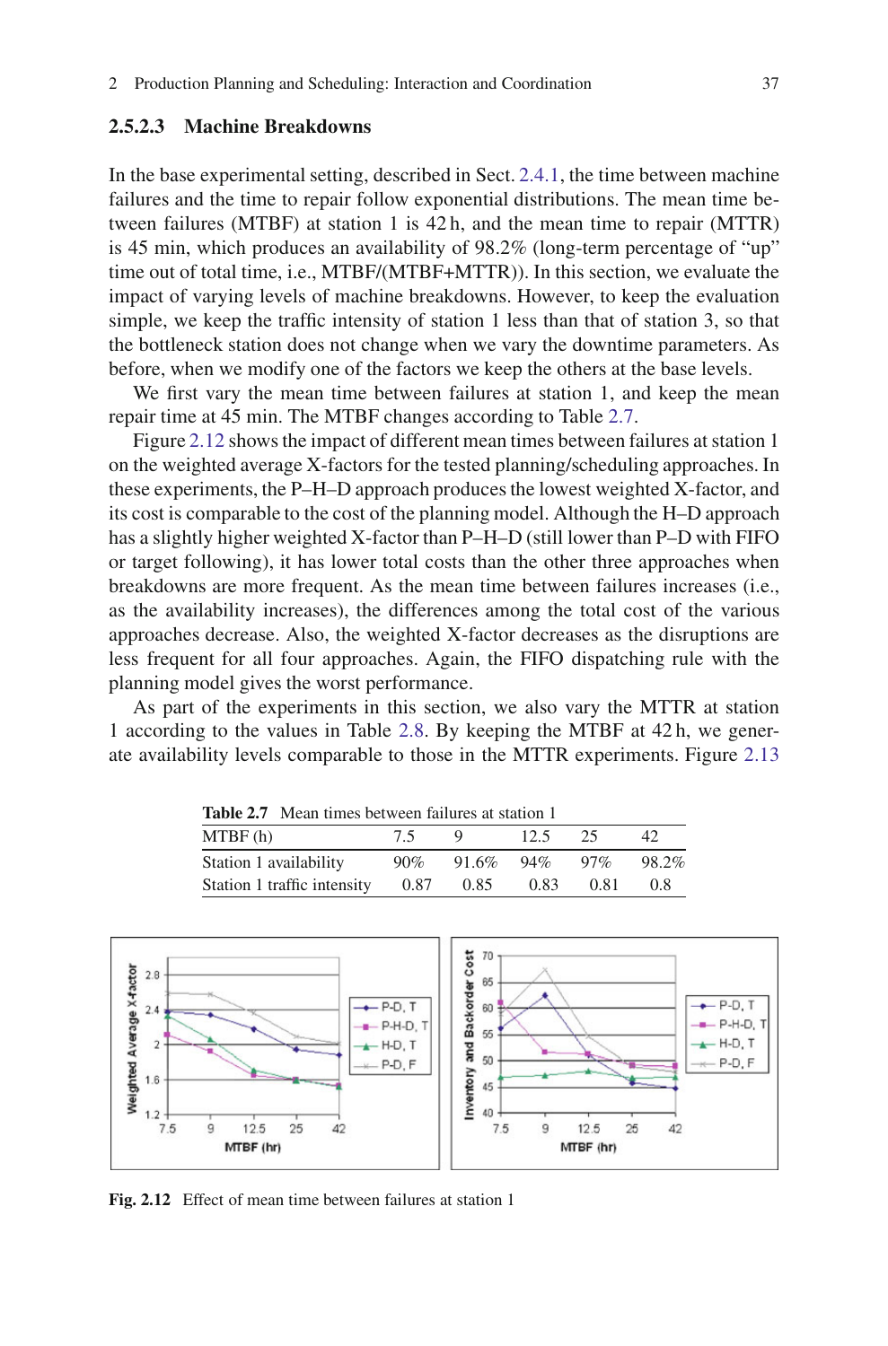### 2.5.2.3 Machine Breakdowns

In the base experimental setting, described in Sect. 2.4.1, the time between machine failures and the time to repair follow exponential distributions. The mean time between failures (MTBF) at station 1 is 42 h, and the mean time to repair (MTTR) is 45 min, which produces an availability of 98.2% (long-term percentage of "up" time out of total time, i.e., MTBF/(MTBF+MTTR)). In this section, we evaluate the impact of varying levels of machine breakdowns. However, to keep the evaluation simple, we keep the traffic intensity of station 1 less than that of station 3, so that the bottleneck station does not change when we vary the downtime parameters. As before, when we modify one of the factors we keep the others at the base levels.

We first vary the mean time between failures at station 1, and keep the mean repair time at 45 min. The MTBF changes according to Table 2.7.

Figure 2.12 shows the impact of different mean times between failures at station 1 on the weighted average X-factors for the tested planning/scheduling approaches. In these experiments, the P–H–D approach produces the lowest weighted X-factor, and its cost is comparable to the cost of the planning model. Although the H–D approach has a slightly higher weighted X-factor than P–H–D (still lower than P–D with FIFO or target following), it has lower total costs than the other three approaches when breakdowns are more frequent. As the mean time between failures increases (i.e., as the availability increases), the differences among the total cost of the various approaches decrease. Also, the weighted X-factor decreases as the disruptions are less frequent for all four approaches. Again, the FIFO dispatching rule with the planning model gives the worst performance.

As part of the experiments in this section, we also vary the MTTR at station 1 according to the values in Table 2.8. By keeping the MTBF at 42 h, we generate availability levels comparable to those in the MTTR experiments. Figure 2.13

**Table 2.7** Mean times between failures at station 1

| MTBF (h) | 7.5 | 9 | 12.5 | 25 | 42 |
|---|---|---|---|---|---|
| Station 1 availability | 90% | 91.6% | 94% | 97% | 98.2% |
| Station 1 traffic intensity | 0.87 | 0.85 | 0.83 | 0.81 | 0.8 |

**Fig. 2.12** Effect of mean time between failures at station 1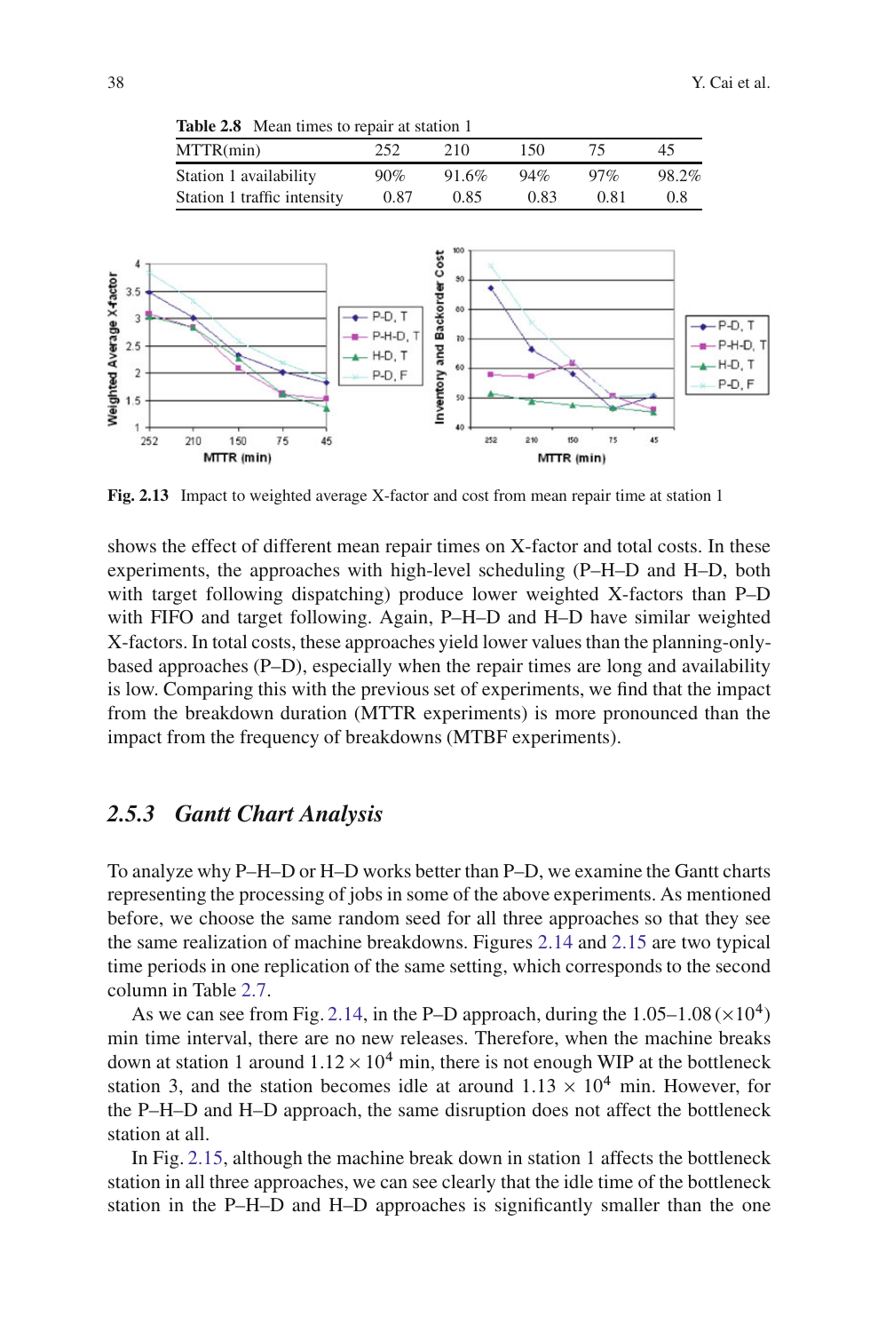**Table 2.8** Mean times to repair at station 1

| MTTR(min) | 252 | 210 | 150 | 75 | 45 |
|---|---|---|---|---|---|
| Station 1 availability | 90% | 91.6% | 94% | 97% | 98.2% |
| Station 1 traffic intensity | 0.87 | 0.85 | 0.83 | 0.81 | 0.8 |

Weighted Average X-factor
4
3.5
3
2.5
2
1.5
1
252 210 150 75 45
MTTR (min)
P-D, T
P-H-D, T
H-D, T
P-D, F

Inventory and Backorder Cost
100
90
80
70
60
50
40
252 210 150 75 45
MTTR (min)
P-D, T
P-H-D, T
H-D, T
P-D, F

**Fig. 2.13** Impact to weighted average X-factor and cost from mean repair time at station 1

shows the effect of different mean repair times on X-factor and total costs. In these experiments, the approaches with high-level scheduling (P–H–D and H–D, both with target following dispatching) produce lower weighted X-factors than P–D with FIFO and target following. Again, P–H–D and H–D have similar weighted X-factors. In total costs, these approaches yield lower values than the planning-only-based approaches (P–D), especially when the repair times are long and availability is low. Comparing this with the previous set of experiments, we find that the impact from the breakdown duration (MTTR experiments) is more pronounced than the impact from the frequency of breakdowns (MTBF experiments).

### *2.5.3 Gantt Chart Analysis*

To analyze why P–H–D or H–D works better than P–D, we examine the Gantt charts representing the processing of jobs in some of the above experiments. As mentioned before, we choose the same random seed for all three approaches so that they see the same realization of machine breakdowns. Figures 2.14 and 2.15 are two typical time periods in one replication of the same setting, which corresponds to the second column in Table 2.7.

As we can see from Fig. 2.14, in the P–D approach, during the 1.05–1.08 ($\times 10^4$) min time interval, there are no new releases. Therefore, when the machine breaks down at station 1 around $1.12 \times 10^4$ min, there is not enough WIP at the bottleneck station 3, and the station becomes idle at around $1.13 \times 10^4$ min. However, for the P–H–D and H–D approach, the same disruption does not affect the bottleneck station at all.

In Fig. 2.15, although the machine break down in station 1 affects the bottleneck station in all three approaches, we can see clearly that the idle time of the bottleneck station in the P–H–D and H–D approaches is significantly smaller than the one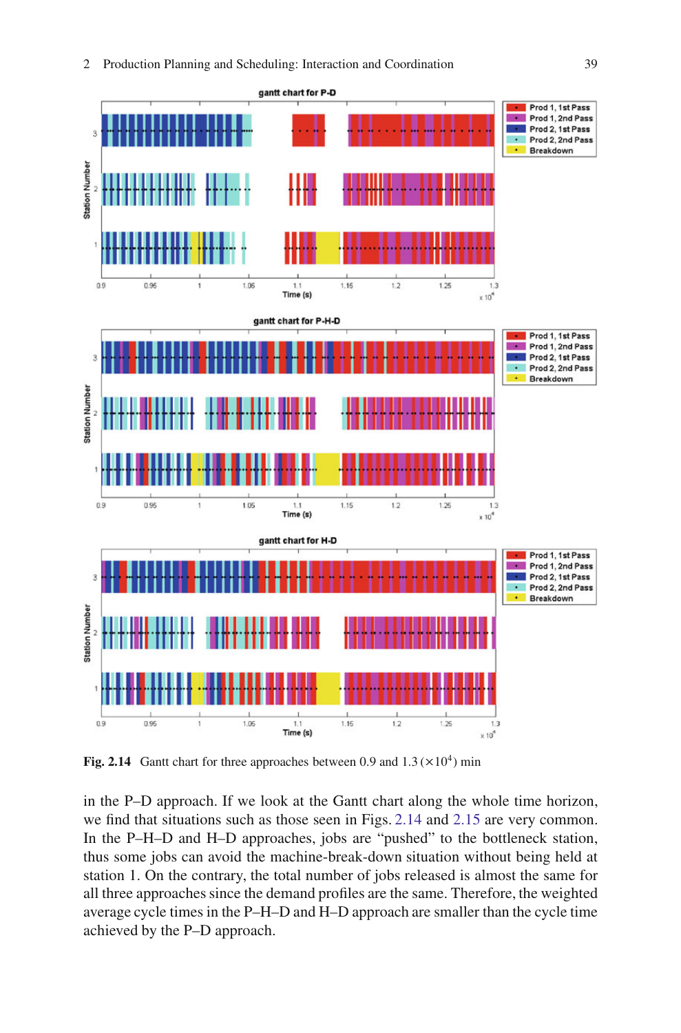gantt chart for P-D

Station Number

Time (s)

x 10^4

0.9 0.95 1 1.05 1.1 1.15 1.2 1.25 1.3

Prod 1, 1st Pass
Prod 1, 2nd Pass
Prod 2, 1st Pass
Prod 2, 2nd Pass
Breakdown

gantt chart for P-H-D

Station Number

Time (s)

x 10^4

0.9 0.95 1 1.05 1.1 1.15 1.2 1.25 1.3

Prod 1, 1st Pass
Prod 1, 2nd Pass
Prod 2, 1st Pass
Prod 2, 2nd Pass
Breakdown

gantt chart for H-D

Station Number

Time (s)

x 10^4

0.9 0.95 1 1.05 1.1 1.15 1.2 1.25 1.3

Prod 1, 1st Pass
Prod 1, 2nd Pass
Prod 2, 1st Pass
Prod 2, 2nd Pass
Breakdown

**Fig. 2.14** Gantt chart for three approaches between 0.9 and 1.3 $(\times 10^4)$ min

in the P–D approach. If we look at the Gantt chart along the whole time horizon, we find that situations such as those seen in Figs. 2.14 and 2.15 are very common. In the P–H–D and H–D approaches, jobs are "pushed" to the bottleneck station, thus some jobs can avoid the machine-break-down situation without being held at station 1. On the contrary, the total number of jobs released is almost the same for all three approaches since the demand profiles are the same. Therefore, the weighted average cycle times in the P–H–D and H–D approach are smaller than the cycle time achieved by the P–D approach.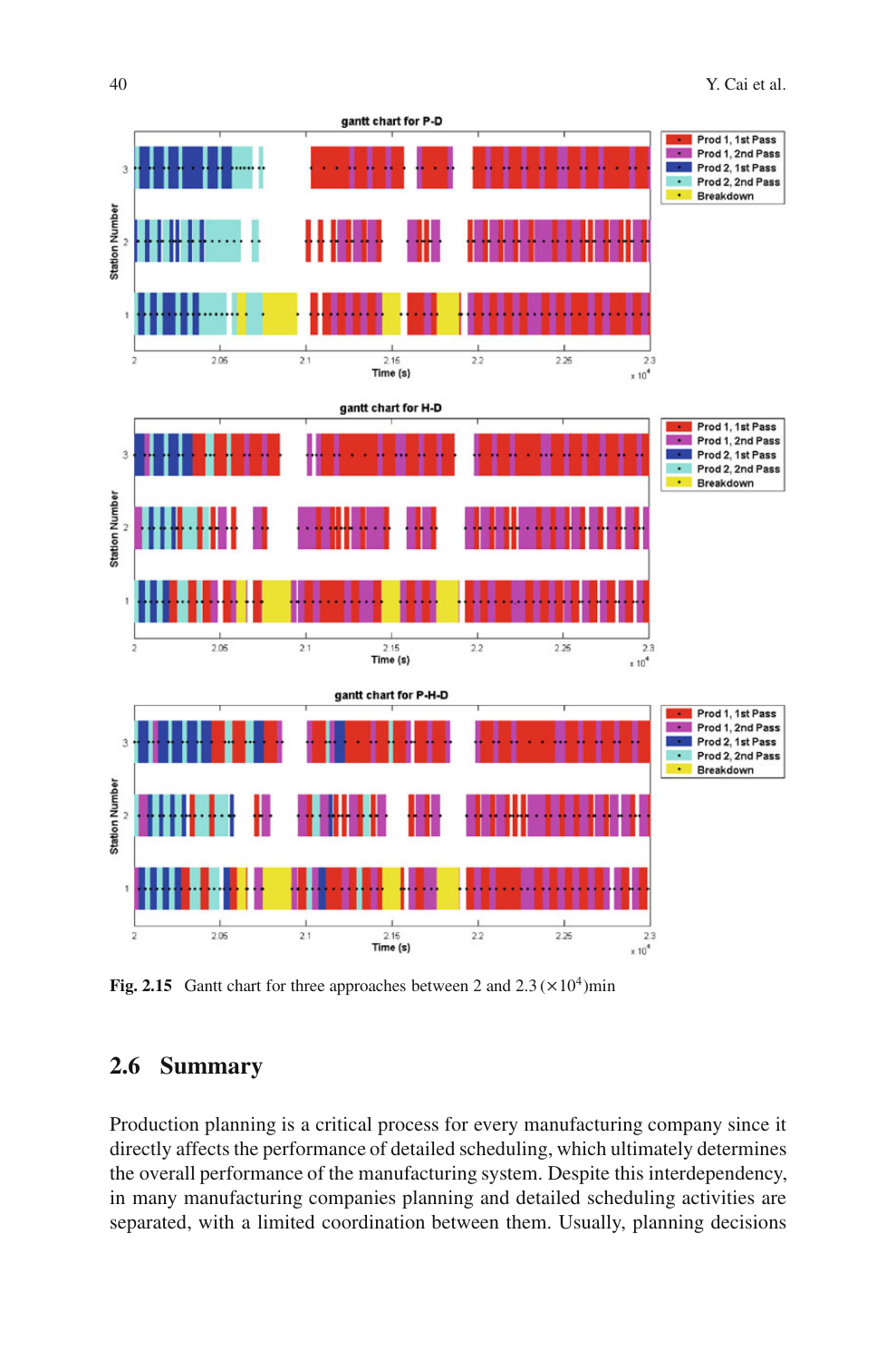gantt chart for P-D

Station Number

3

2

1

2
2.05
2.1
2.15
2.2
2.25
2.3

Time (s)

x 10^4

Prod 1, 1st Pass
Prod 1, 2nd Pass
Prod 2, 1st Pass
Prod 2, 2nd Pass
Breakdown

gantt chart for H-D

Station Number

3

2

1

2
2.05
2.1
2.15
2.2
2.25
2.3

Time (s)

x 10^4

Prod 1, 1st Pass
Prod 1, 2nd Pass
Prod 2, 1st Pass
Prod 2, 2nd Pass
Breakdown

gantt chart for P-H-D

Station Number

3

2

1

2
2.05
2.1
2.15
2.2
2.25
2.3

Time (s)

x 10^4

Prod 1, 1st Pass
Prod 1, 2nd Pass
Prod 2, 1st Pass
Prod 2, 2nd Pass
Breakdown

**Fig. 2.15** Gantt chart for three approaches between 2 and 2.3 ($\times 10^4$)min

## 2.6 Summary

Production planning is a critical process for every manufacturing company since it directly affects the performance of detailed scheduling, which ultimately determines the overall performance of the manufacturing system. Despite this interdependency, in many manufacturing companies planning and detailed scheduling activities are separated, with a limited coordination between them. Usually, planning decisions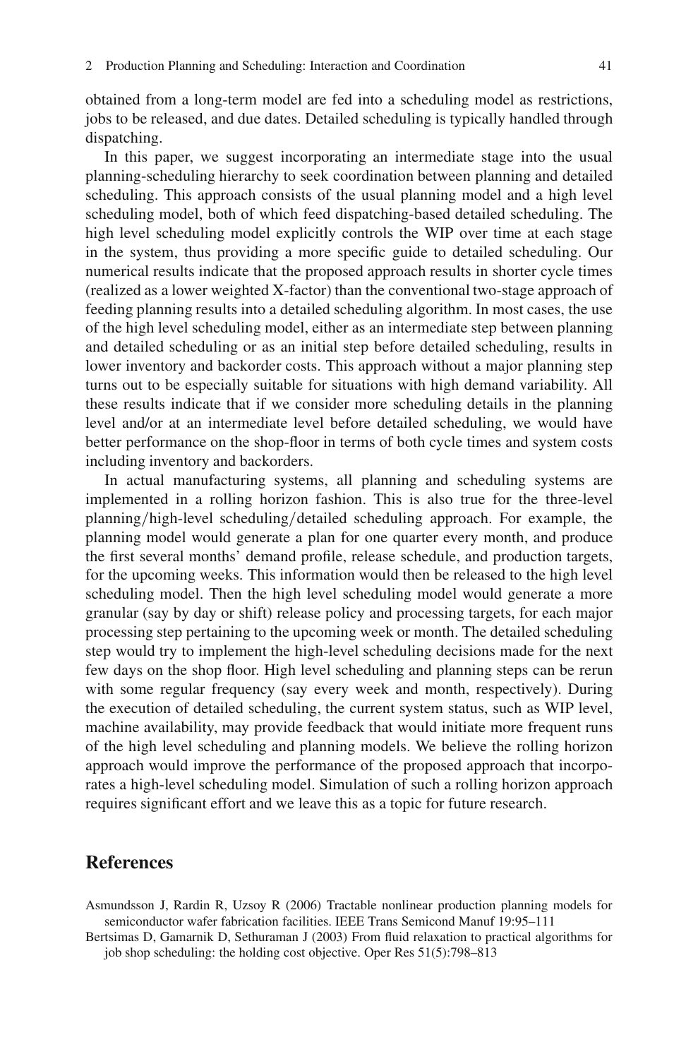obtained from a long-term model are fed into a scheduling model as restrictions, jobs to be released, and due dates. Detailed scheduling is typically handled through dispatching.

In this paper, we suggest incorporating an intermediate stage into the usual planning-scheduling hierarchy to seek coordination between planning and detailed scheduling. This approach consists of the usual planning model and a high level scheduling model, both of which feed dispatching-based detailed scheduling. The high level scheduling model explicitly controls the WIP over time at each stage in the system, thus providing a more specific guide to detailed scheduling. Our numerical results indicate that the proposed approach results in shorter cycle times (realized as a lower weighted X-factor) than the conventional two-stage approach of feeding planning results into a detailed scheduling algorithm. In most cases, the use of the high level scheduling model, either as an intermediate step between planning and detailed scheduling or as an initial step before detailed scheduling, results in lower inventory and backorder costs. This approach without a major planning step turns out to be especially suitable for situations with high demand variability. All these results indicate that if we consider more scheduling details in the planning level and/or at an intermediate level before detailed scheduling, we would have better performance on the shop-floor in terms of both cycle times and system costs including inventory and backorders.

In actual manufacturing systems, all planning and scheduling systems are implemented in a rolling horizon fashion. This is also true for the three-level planning/high-level scheduling/detailed scheduling approach. For example, the planning model would generate a plan for one quarter every month, and produce the first several months' demand profile, release schedule, and production targets, for the upcoming weeks. This information would then be released to the high level scheduling model. Then the high level scheduling model would generate a more granular (say by day or shift) release policy and processing targets, for each major processing step pertaining to the upcoming week or month. The detailed scheduling step would try to implement the high-level scheduling decisions made for the next few days on the shop floor. High level scheduling and planning steps can be rerun with some regular frequency (say every week and month, respectively). During the execution of detailed scheduling, the current system status, such as WIP level, machine availability, may provide feedback that would initiate more frequent runs of the high level scheduling and planning models. We believe the rolling horizon approach would improve the performance of the proposed approach that incorporates a high-level scheduling model. Simulation of such a rolling horizon approach requires significant effort and we leave this as a topic for future research.

## References

Asmundsson J, Rardin R, Uzsoy R (2006) Tractable nonlinear production planning models for semiconductor wafer fabrication facilities. IEEE Trans Semicond Manuf 19:95–111

Bertsimas D, Gamarnik D, Sethuraman J (2003) From fluid relaxation to practical algorithms for job shop scheduling: the holding cost objective. Oper Res 51(5):798–813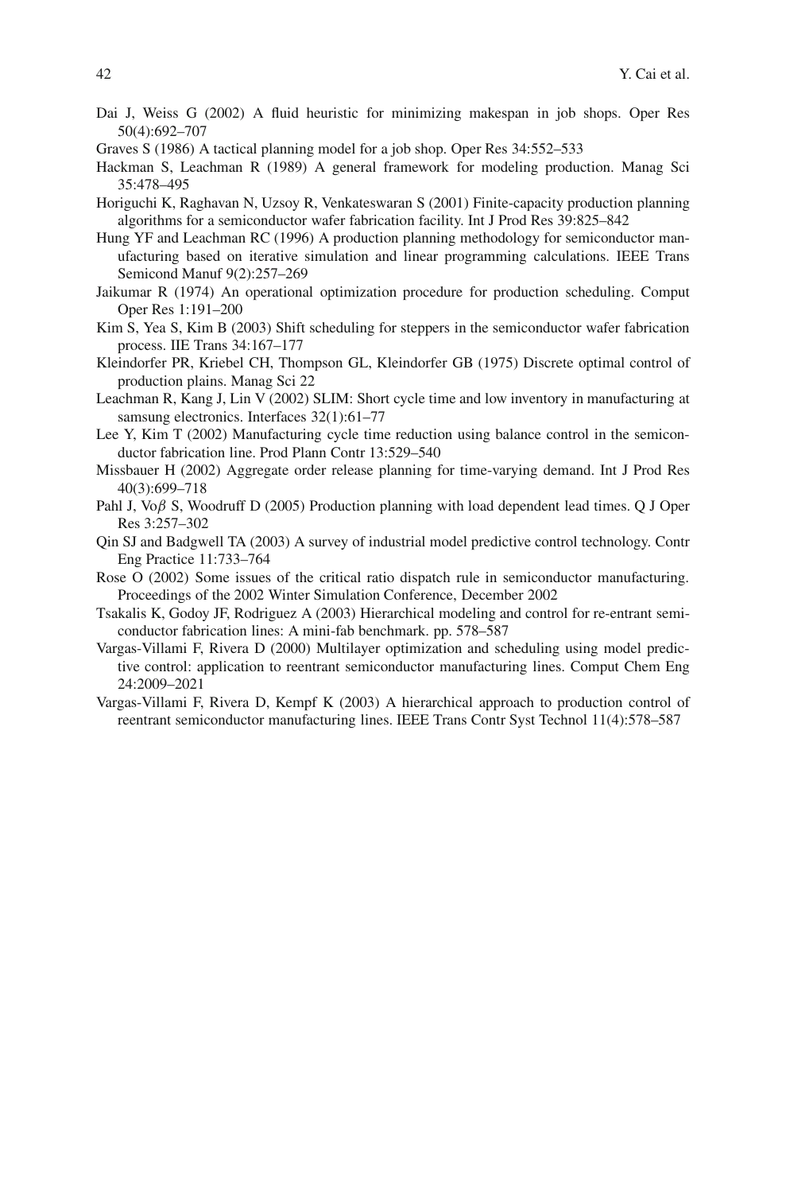Dai J, Weiss G (2002) A fluid heuristic for minimizing makespan in job shops. Oper Res 50(4):692–707

Graves S (1986) A tactical planning model for a job shop. Oper Res 34:552–533

Hackman S, Leachman R (1989) A general framework for modeling production. Manag Sci 35:478–495

Horiguchi K, Raghavan N, Uzsoy R, Venkateswaran S (2001) Finite-capacity production planning algorithms for a semiconductor wafer fabrication facility. Int J Prod Res 39:825–842

Hung YF and Leachman RC (1996) A production planning methodology for semiconductor manufacturing based on iterative simulation and linear programming calculations. IEEE Trans Semicond Manuf 9(2):257–269

Jaikumar R (1974) An operational optimization procedure for production scheduling. Comput Oper Res 1:191–200

Kim S, Yea S, Kim B (2003) Shift scheduling for steppers in the semiconductor wafer fabrication process. IIE Trans 34:167–177

Kleindorfer PR, Kriebel CH, Thompson GL, Kleindorfer GB (1975) Discrete optimal control of production plains. Manag Sci 22

Leachman R, Kang J, Lin V (2002) SLIM: Short cycle time and low inventory in manufacturing at samsung electronics. Interfaces 32(1):61–77

Lee Y, Kim T (2002) Manufacturing cycle time reduction using balance control in the semiconductor fabrication line. Prod Plann Contr 13:529–540

Missbauer H (2002) Aggregate order release planning for time-varying demand. Int J Prod Res 40(3):699–718

Pahl J, Vo$\beta$ S, Woodruff D (2005) Production planning with load dependent lead times. Q J Oper Res 3:257–302

Qin SJ and Badgwell TA (2003) A survey of industrial model predictive control technology. Contr Eng Practice 11:733–764

Rose O (2002) Some issues of the critical ratio dispatch rule in semiconductor manufacturing. Proceedings of the 2002 Winter Simulation Conference, December 2002

Tsakalis K, Godoy JF, Rodriguez A (2003) Hierarchical modeling and control for re-entrant semiconductor fabrication lines: A mini-fab benchmark. pp. 578–587

Vargas-Villami F, Rivera D (2000) Multilayer optimization and scheduling using model predictive control: application to reentrant semiconductor manufacturing lines. Comput Chem Eng 24:2009–2021

Vargas-Villami F, Rivera D, Kempf K (2003) A hierarchical approach to production control of reentrant semiconductor manufacturing lines. IEEE Trans Contr Syst Technol 11(4):578–587